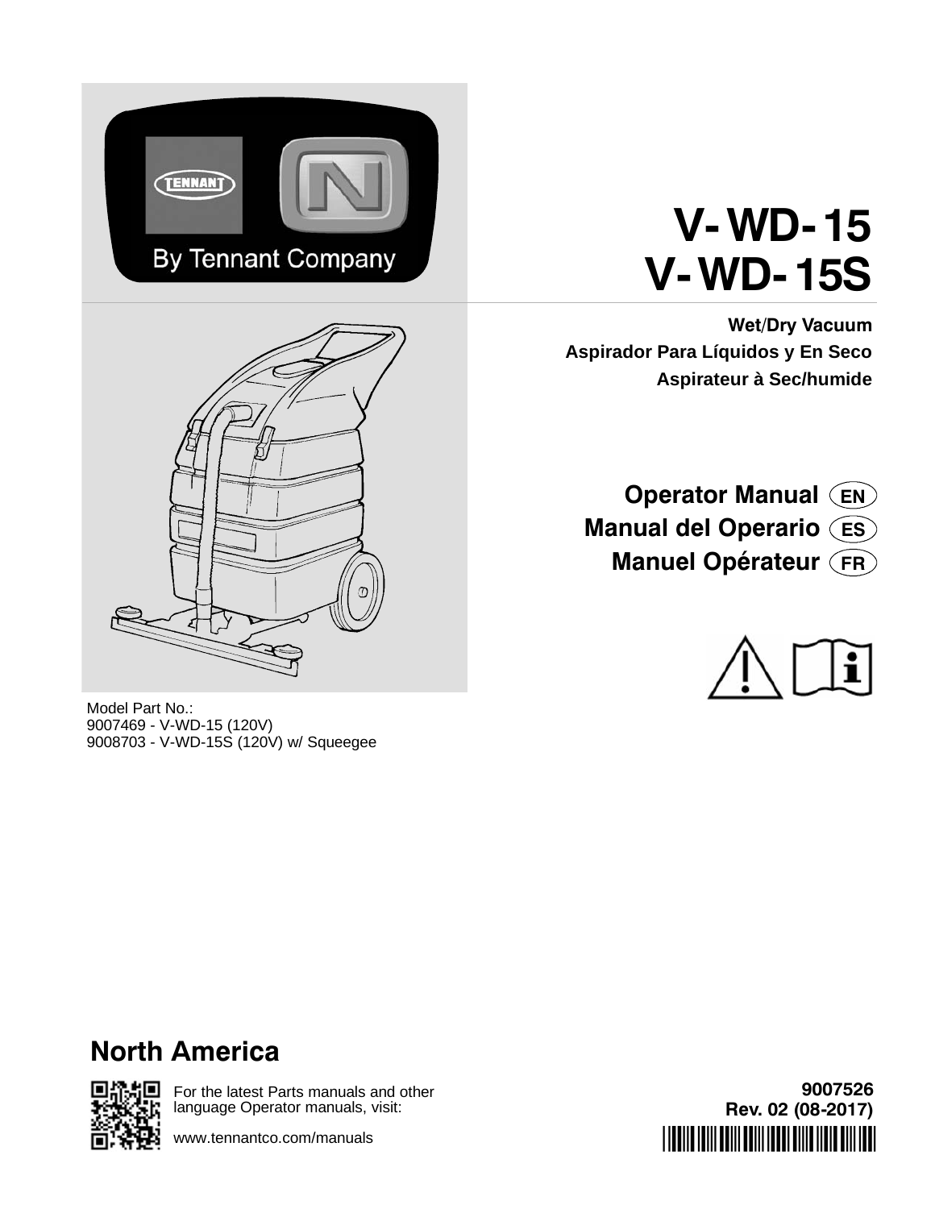By Tennant Company

# V-WD-15
# V-WD-15S

**Wet/Dry Vacuum**
**Aspirador Para Líquidos y En Seco**
**Aspirateur à Sec/humide**

## Operator Manual (EN)
## Manual del Operario (ES)
## Manuel Opérateur (FR)

Model Part No.:
9007469 - V-WD-15 (120V)
9008703 - V-WD-15S (120V) w/ Squeegee

## North America

For the latest Parts manuals and other language Operator manuals, visit:

www.tennantco.com/manuals

**9007526**
**Rev. 02 (08-2017)**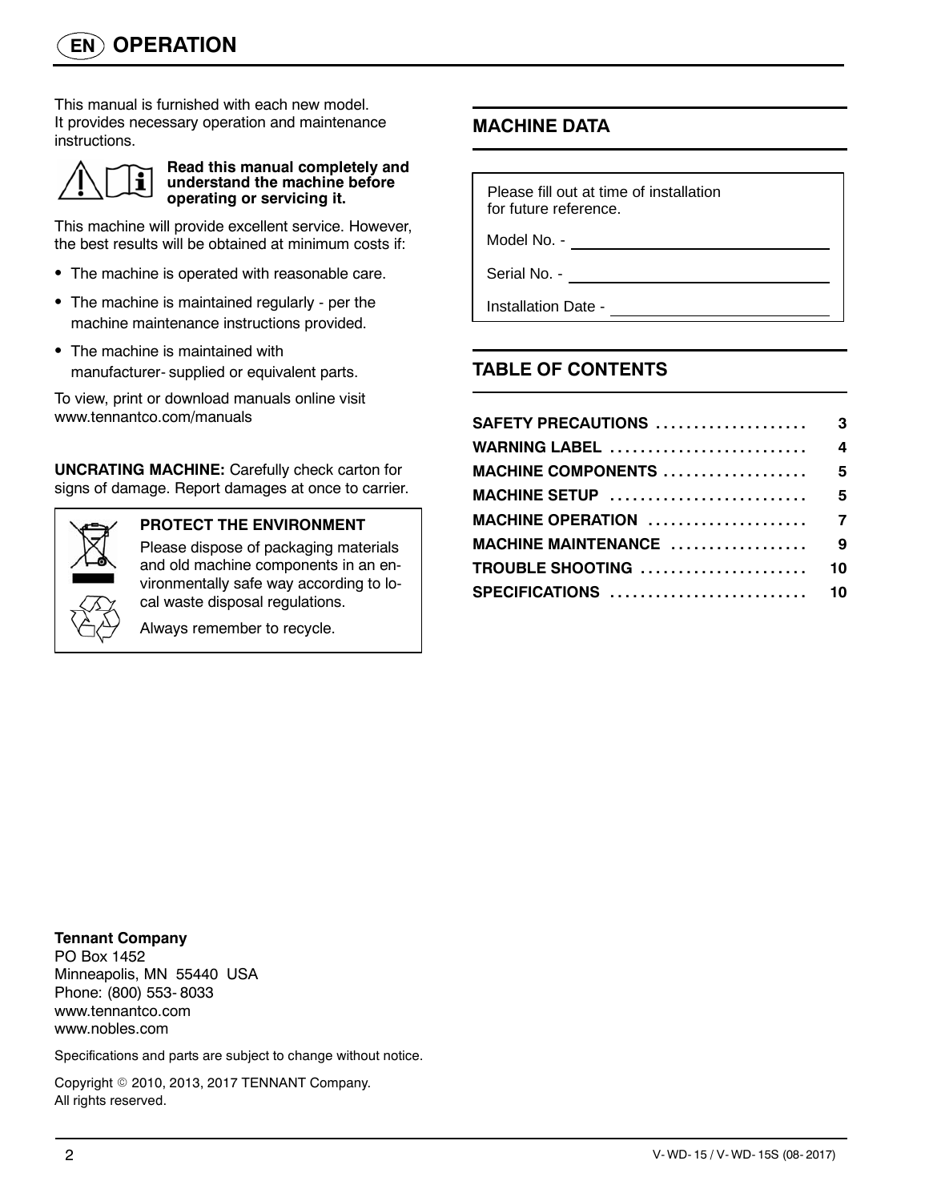# OPERATION

This manual is furnished with each new model. It provides necessary operation and maintenance instructions.

**Read this manual completely and understand the machine before operating or servicing it.**

This machine will provide excellent service. However, the best results will be obtained at minimum costs if:

- The machine is operated with reasonable care.
- The machine is maintained regularly - per the machine maintenance instructions provided.
- The machine is maintained with manufacturer- supplied or equivalent parts.

To view, print or download manuals online visit www.tennantco.com/manuals

**UNCRATING MACHINE:** Carefully check carton for signs of damage. Report damages at once to carrier.

**PROTECT THE ENVIRONMENT**

Please dispose of packaging materials and old machine components in an environmentally safe way according to local waste disposal regulations.

Always remember to recycle.

## MACHINE DATA

Please fill out at time of installation for future reference.

Model No. - ______________________

Serial No. - ______________________

Installation Date - ______________________

## TABLE OF CONTENTS

| | |
|---|---|
| **SAFETY PRECAUTIONS** | **3** |
| **WARNING LABEL** | **4** |
| **MACHINE COMPONENTS** | **5** |
| **MACHINE SETUP** | **5** |
| **MACHINE OPERATION** | **7** |
| **MACHINE MAINTENANCE** | **9** |
| **TROUBLE SHOOTING** | **10** |
| **SPECIFICATIONS** | **10** |

**Tennant Company**
PO Box 1452
Minneapolis, MN 55440 USA
Phone: (800) 553- 8033
www.tennantco.com
www.nobles.com

Specifications and parts are subject to change without notice.

Copyright © 2010, 2013, 2017 TENNANT Company.
All rights reserved.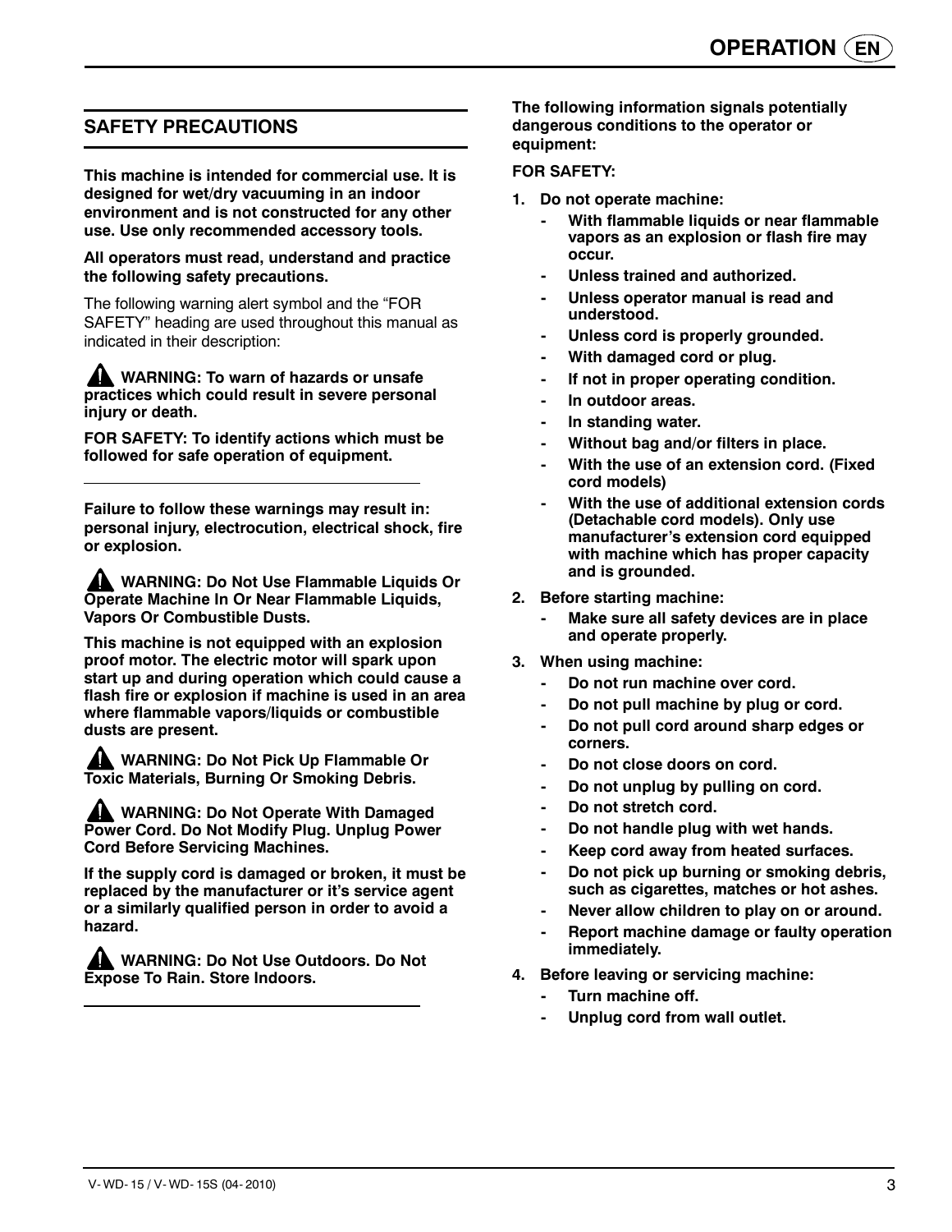## SAFETY PRECAUTIONS

**This machine is intended for commercial use. It is designed for wet/dry vacuuming in an indoor environment and is not constructed for any other use. Use only recommended accessory tools.**

**All operators must read, understand and practice the following safety precautions.**

The following warning alert symbol and the "FOR SAFETY" heading are used throughout this manual as indicated in their description:

**⚠ WARNING: To warn of hazards or unsafe practices which could result in severe personal injury or death.**

**FOR SAFETY: To identify actions which must be followed for safe operation of equipment.**

---

**Failure to follow these warnings may result in: personal injury, electrocution, electrical shock, fire or explosion.**

**⚠ WARNING: Do Not Use Flammable Liquids Or Operate Machine In Or Near Flammable Liquids, Vapors Or Combustible Dusts.**

**This machine is not equipped with an explosion proof motor. The electric motor will spark upon start up and during operation which could cause a flash fire or explosion if machine is used in an area where flammable vapors/liquids or combustible dusts are present.**

**⚠ WARNING: Do Not Pick Up Flammable Or Toxic Materials, Burning Or Smoking Debris.**

**⚠ WARNING: Do Not Operate With Damaged Power Cord. Do Not Modify Plug. Unplug Power Cord Before Servicing Machines.**

**If the supply cord is damaged or broken, it must be replaced by the manufacturer or it's service agent or a similarly qualified person in order to avoid a hazard.**

**⚠ WARNING: Do Not Use Outdoors. Do Not Expose To Rain. Store Indoors.**

---

**The following information signals potentially dangerous conditions to the operator or equipment:**

**FOR SAFETY:**

1. **Do not operate machine:**
   - **With flammable liquids or near flammable vapors as an explosion or flash fire may occur.**
   - **Unless trained and authorized.**
   - **Unless operator manual is read and understood.**
   - **Unless cord is properly grounded.**
   - **With damaged cord or plug.**
   - **If not in proper operating condition.**
   - **In outdoor areas.**
   - **In standing water.**
   - **Without bag and/or filters in place.**
   - **With the use of an extension cord. (Fixed cord models)**
   - **With the use of additional extension cords (Detachable cord models). Only use manufacturer's extension cord equipped with machine which has proper capacity and is grounded.**
2. **Before starting machine:**
   - **Make sure all safety devices are in place and operate properly.**
3. **When using machine:**
   - **Do not run machine over cord.**
   - **Do not pull machine by plug or cord.**
   - **Do not pull cord around sharp edges or corners.**
   - **Do not close doors on cord.**
   - **Do not unplug by pulling on cord.**
   - **Do not stretch cord.**
   - **Do not handle plug with wet hands.**
   - **Keep cord away from heated surfaces.**
   - **Do not pick up burning or smoking debris, such as cigarettes, matches or hot ashes.**
   - **Never allow children to play on or around.**
   - **Report machine damage or faulty operation immediately.**
4. **Before leaving or servicing machine:**
   - **Turn machine off.**
   - **Unplug cord from wall outlet.**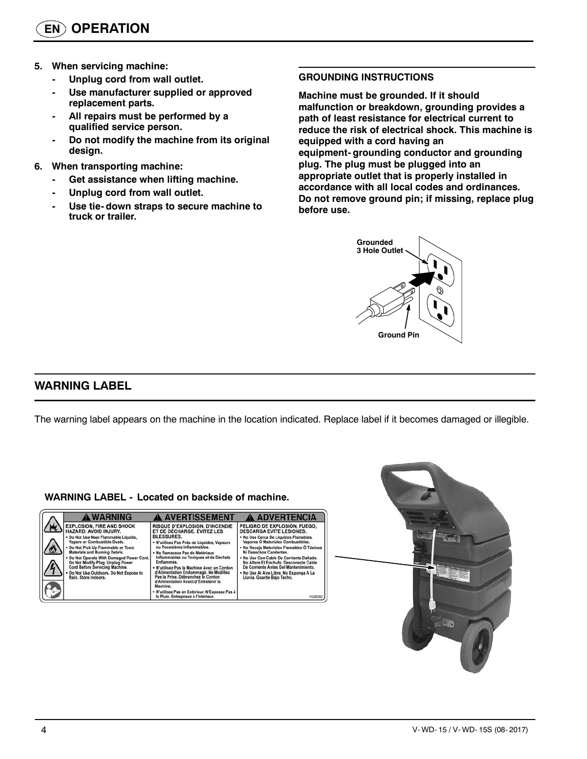## OPERATION

5. **When servicing machine:**
   - **Unplug cord from wall outlet.**
   - **Use manufacturer supplied or approved replacement parts.**
   - **All repairs must be performed by a qualified service person.**
   - **Do not modify the machine from its original design.**
6. **When transporting machine:**
   - **Get assistance when lifting machine.**
   - **Unplug cord from wall outlet.**
   - **Use tie-down straps to secure machine to truck or trailer.**

### GROUNDING INSTRUCTIONS

**Machine must be grounded. If it should malfunction or breakdown, grounding provides a path of least resistance for electrical current to reduce the risk of electrical shock. This machine is equipped with a cord having an equipment-grounding conductor and grounding plug. The plug must be plugged into an appropriate outlet that is properly installed in accordance with all local codes and ordinances. Do not remove ground pin; if missing, replace plug before use.**

Grounded 3 Hole Outlet

Ground Pin

## WARNING LABEL

The warning label appears on the machine in the location indicated. Replace label if it becomes damaged or illegible.

**WARNING LABEL - Located on backside of machine.**

| ⚠ WARNING | ⚠ AVERTISSEMENT | ⚠ ADVERTENCIA |
|---|---|---|
| EXPLOSION, FIRE AND SHOCK HAZARD. AVOID INJURY. | RISQUE D'EXPLOSION, D'INCENDIE ET DE DÉCHARGE. ÉVITEZ LES BLESSURES. | PELIGRO DE EXPLOSIÓN, FUEGO, DESCARGA EVITE LESIONES. |
| • Do Not Use Near Flammable Liquids, Vapors or Combustible Dusts. | • N'utilisez Pas Près de Liquides, Vapeurs ou Poussières Inflammables. | • No Use Cerca De Líquidos Flamables, Vapores Ó Materiales Combustibles. |
| • Do Not Pick Up Flammable or Toxic Materials and Burning Debris. | • Ne Ramassez Pas de Matériaux Inflammables ou Toxiques et de Déchets Enflammés. | • No Recoja Materiales Flamables Ó Tóxicos Ni Desechos Candentes. |
| • Do Not Operate With Damaged Power Cord. Do Not Modify Plug. Unplug Power Cord Before Servicing Machine. | • N'utilisez Pas la Machine Avec un Cordon d'Alimentation Endommagé. Ne Modifiez Pas la Prise. Débranchez le Cordon d'Alimentation Avant d'Entretenir la Machine. | • No Use Con Cable De Corriente Dañado. No Altere El Enchufe. Desconecte Cable De Corriente Antes Del Mantenimiento. |
| • Do Not Use Outdoors. Do Not Expose to Rain. Store Indoors. | • N'utilisez Pas en Extérieur. N'Exposez Pas à la Pluie. Entreposez à l'Intérieur. | • No Use Al Aire Libre. No Exponga A La Lluvia. Guarde Bajo Techo. |

1026382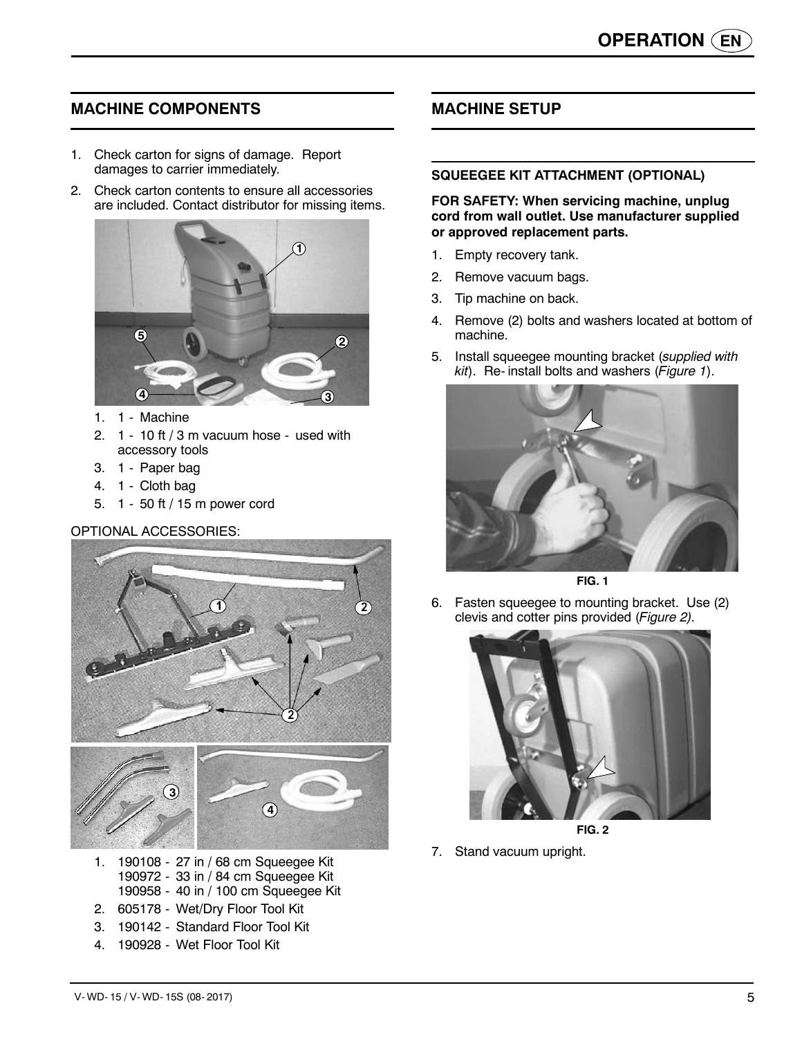## MACHINE COMPONENTS

1. Check carton for signs of damage. Report damages to carrier immediately.
2. Check carton contents to ensure all accessories are included. Contact distributor for missing items.

1. 1 - Machine
2. 1 - 10 ft / 3 m vacuum hose - used with accessory tools
3. 1 - Paper bag
4. 1 - Cloth bag
5. 1 - 50 ft / 15 m power cord

OPTIONAL ACCESSORIES:

1. 190108 - 27 in / 68 cm Squeegee Kit
   190972 - 33 in / 84 cm Squeegee Kit
   190958 - 40 in / 100 cm Squeegee Kit
2. 605178 - Wet/Dry Floor Tool Kit
3. 190142 - Standard Floor Tool Kit
4. 190928 - Wet Floor Tool Kit

## MACHINE SETUP

### SQUEEGEE KIT ATTACHMENT (OPTIONAL)

**FOR SAFETY: When servicing machine, unplug cord from wall outlet. Use manufacturer supplied or approved replacement parts.**

1. Empty recovery tank.
2. Remove vacuum bags.
3. Tip machine on back.
4. Remove (2) bolts and washers located at bottom of machine.
5. Install squeegee mounting bracket (*supplied with kit*). Re-install bolts and washers (*Figure 1*).

**FIG. 1**

6. Fasten squeegee to mounting bracket. Use (2) clevis and cotter pins provided (*Figure 2).*

**FIG. 2**

7. Stand vacuum upright.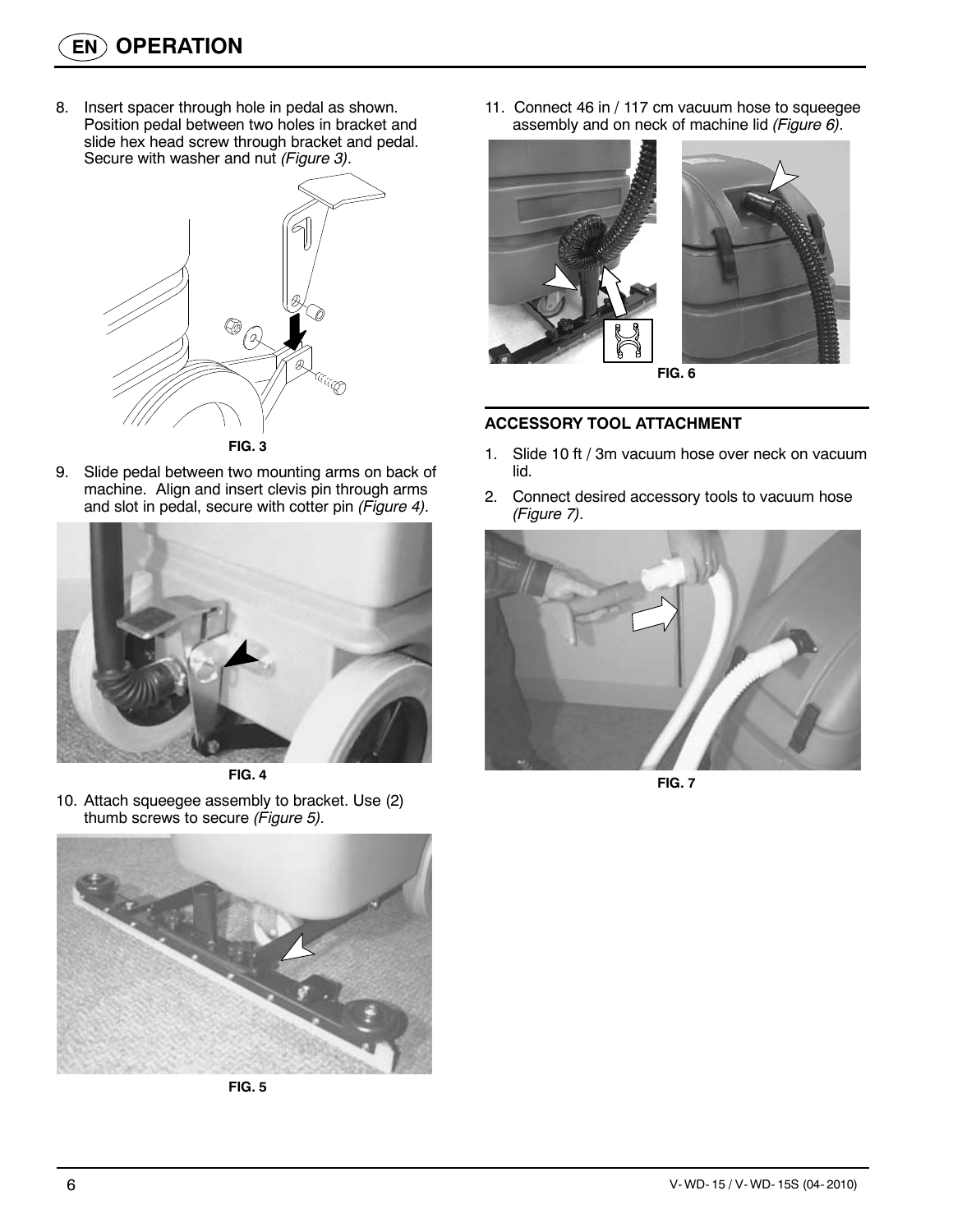# OPERATION

8. Insert spacer through hole in pedal as shown. Position pedal between two holes in bracket and slide hex head screw through bracket and pedal. Secure with washer and nut *(Figure 3)*.

FIG. 3

9. Slide pedal between two mounting arms on back of machine. Align and insert clevis pin through arms and slot in pedal, secure with cotter pin *(Figure 4).*

FIG. 4

10. Attach squeegee assembly to bracket. Use (2) thumb screws to secure *(Figure 5).*

FIG. 5

11. Connect 46 in / 117 cm vacuum hose to squeegee assembly and on neck of machine lid *(Figure 6)*.

FIG. 6

## ACCESSORY TOOL ATTACHMENT

1. Slide 10 ft / 3m vacuum hose over neck on vacuum lid.
2. Connect desired accessory tools to vacuum hose *(Figure 7)*.

FIG. 7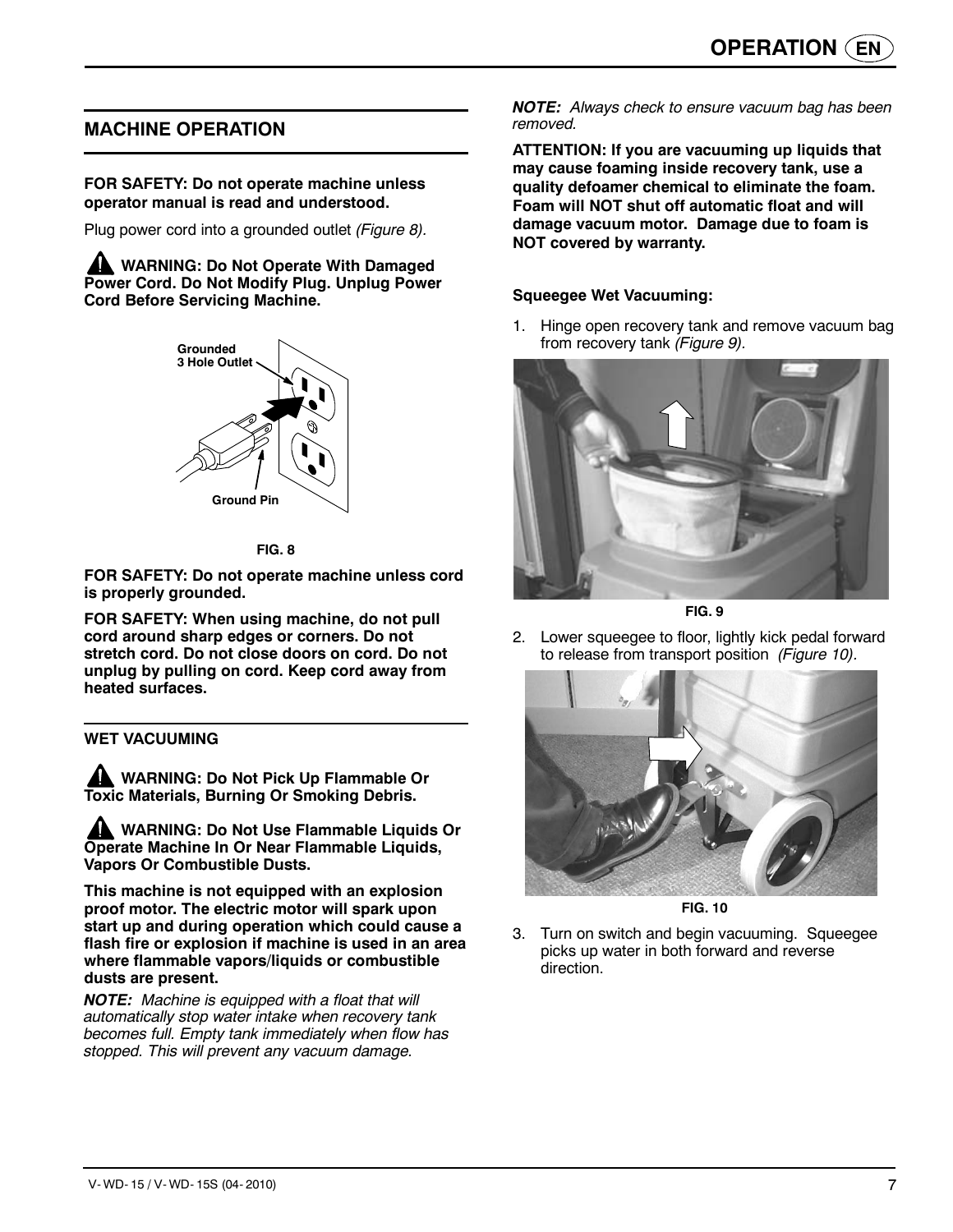## MACHINE OPERATION

**FOR SAFETY: Do not operate machine unless operator manual is read and understood.**

Plug power cord into a grounded outlet *(Figure 8)*.

**⚠ WARNING: Do Not Operate With Damaged Power Cord. Do Not Modify Plug. Unplug Power Cord Before Servicing Machine.**

Grounded 3 Hole Outlet

Ground Pin

**FIG. 8**

**FOR SAFETY: Do not operate machine unless cord is properly grounded.**

**FOR SAFETY: When using machine, do not pull cord around sharp edges or corners. Do not stretch cord. Do not close doors on cord. Do not unplug by pulling on cord. Keep cord away from heated surfaces.**

### WET VACUUMING

**⚠ WARNING: Do Not Pick Up Flammable Or Toxic Materials, Burning Or Smoking Debris.**

**⚠ WARNING: Do Not Use Flammable Liquids Or Operate Machine In Or Near Flammable Liquids, Vapors Or Combustible Dusts.**

**This machine is not equipped with an explosion proof motor. The electric motor will spark upon start up and during operation which could cause a flash fire or explosion if machine is used in an area where flammable vapors/liquids or combustible dusts are present.**

***NOTE:*** *Machine is equipped with a float that will automatically stop water intake when recovery tank becomes full. Empty tank immediately when flow has stopped. This will prevent any vacuum damage.*

***NOTE:*** *Always check to ensure vacuum bag has been removed.*

**ATTENTION: If you are vacuuming up liquids that may cause foaming inside recovery tank, use a quality defoamer chemical to eliminate the foam. Foam will NOT shut off automatic float and will damage vacuum motor. Damage due to foam is NOT covered by warranty.**

**Squeegee Wet Vacuuming:**

1. Hinge open recovery tank and remove vacuum bag from recovery tank *(Figure 9)*.

**FIG. 9**

2. Lower squeegee to floor, lightly kick pedal forward to release from transport position *(Figure 10)*.

**FIG. 10**

3. Turn on switch and begin vacuuming. Squeegee picks up water in both forward and reverse direction.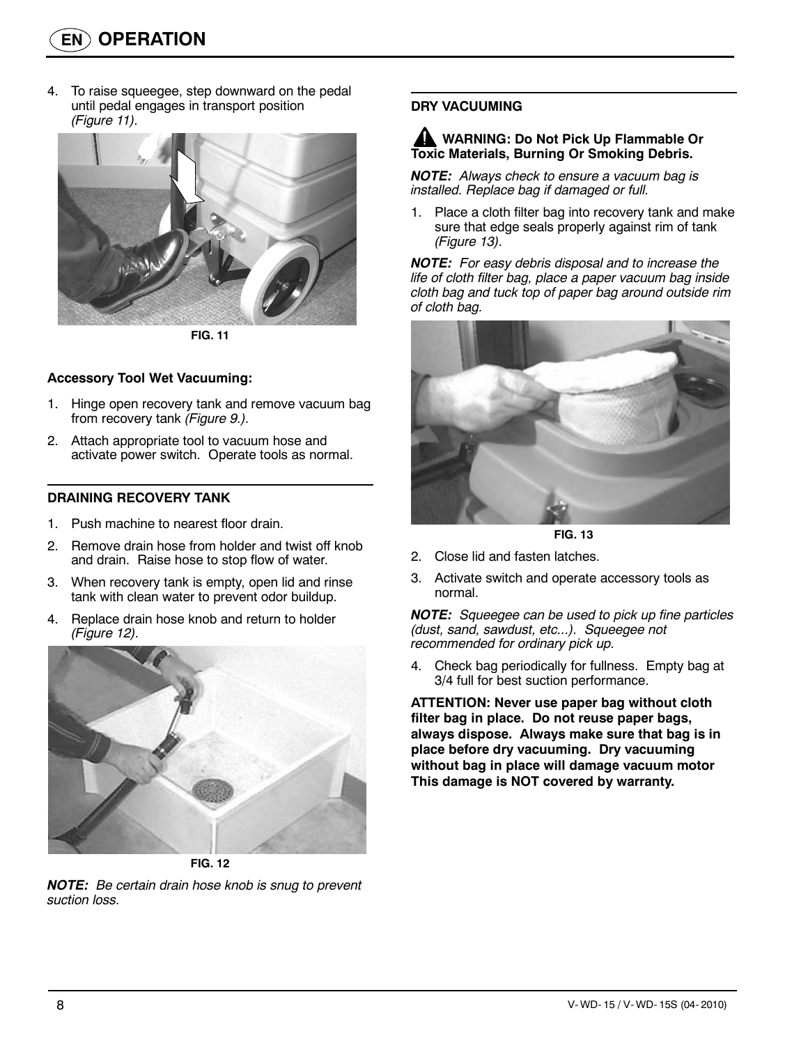# OPERATION

4. To raise squeegee, step downward on the pedal until pedal engages in transport position *(Figure 11)*.

FIG. 11

### Accessory Tool Wet Vacuuming:

1. Hinge open recovery tank and remove vacuum bag from recovery tank *(Figure 9.)*.
2. Attach appropriate tool to vacuum hose and activate power switch. Operate tools as normal.

## DRAINING RECOVERY TANK

1. Push machine to nearest floor drain.
2. Remove drain hose from holder and twist off knob and drain. Raise hose to stop flow of water.
3. When recovery tank is empty, open lid and rinse tank with clean water to prevent odor buildup.
4. Replace drain hose knob and return to holder *(Figure 12)*.

FIG. 12

***NOTE:*** *Be certain drain hose knob is snug to prevent suction loss.*

## DRY VACUUMING

**WARNING: Do Not Pick Up Flammable Or Toxic Materials, Burning Or Smoking Debris.**

***NOTE:*** *Always check to ensure a vacuum bag is installed. Replace bag if damaged or full.*

1. Place a cloth filter bag into recovery tank and make sure that edge seals properly against rim of tank *(Figure 13)*.

***NOTE:*** *For easy debris disposal and to increase the life of cloth filter bag, place a paper vacuum bag inside cloth bag and tuck top of paper bag around outside rim of cloth bag.*

FIG. 13

2. Close lid and fasten latches.
3. Activate switch and operate accessory tools as normal.

***NOTE:*** *Squeegee can be used to pick up fine particles (dust, sand, sawdust, etc...). Squeegee not recommended for ordinary pick up.*

4. Check bag periodically for fullness. Empty bag at 3/4 full for best suction performance.

**ATTENTION: Never use paper bag without cloth filter bag in place. Do not reuse paper bags, always dispose. Always make sure that bag is in place before dry vacuuming. Dry vacuuming without bag in place will damage vacuum motor This damage is NOT covered by warranty.**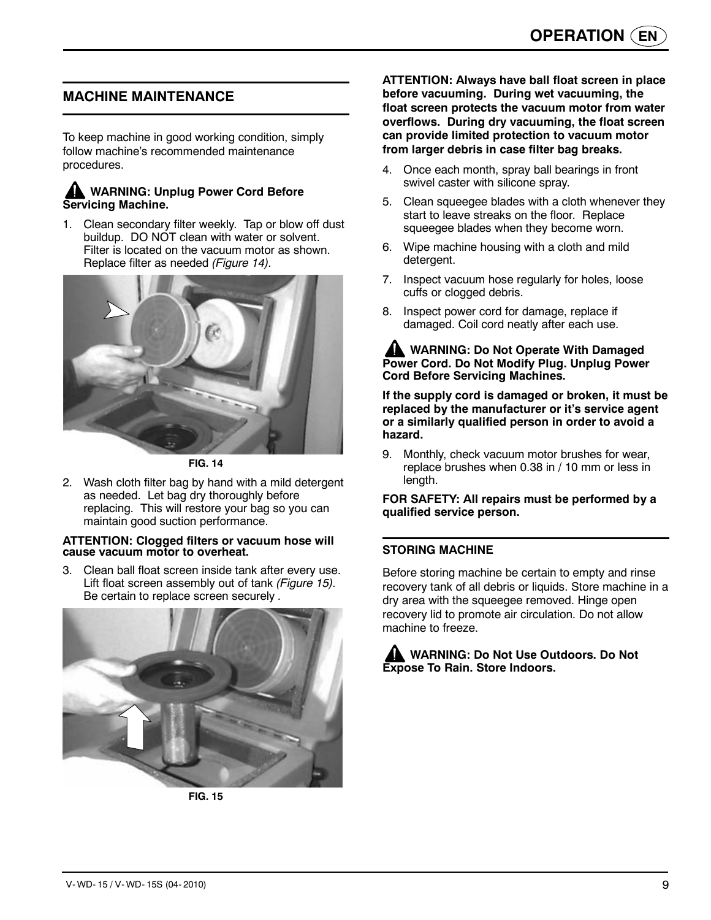## MACHINE MAINTENANCE

To keep machine in good working condition, simply follow machine's recommended maintenance procedures.

**WARNING: Unplug Power Cord Before Servicing Machine.**

1. Clean secondary filter weekly. Tap or blow off dust buildup. DO NOT clean with water or solvent. Filter is located on the vacuum motor as shown. Replace filter as needed *(Figure 14).*

FIG. 14

2. Wash cloth filter bag by hand with a mild detergent as needed. Let bag dry thoroughly before replacing. This will restore your bag so you can maintain good suction performance.

**ATTENTION: Clogged filters or vacuum hose will cause vacuum motor to overheat.**

3. Clean ball float screen inside tank after every use. Lift float screen assembly out of tank *(Figure 15).* Be certain to replace screen securely .

FIG. 15

**ATTENTION: Always have ball float screen in place before vacuuming. During wet vacuuming, the float screen protects the vacuum motor from water overflows. During dry vacuuming, the float screen can provide limited protection to vacuum motor from larger debris in case filter bag breaks.**

4. Once each month, spray ball bearings in front swivel caster with silicone spray.
5. Clean squeegee blades with a cloth whenever they start to leave streaks on the floor. Replace squeegee blades when they become worn.
6. Wipe machine housing with a cloth and mild detergent.
7. Inspect vacuum hose regularly for holes, loose cuffs or clogged debris.
8. Inspect power cord for damage, replace if damaged. Coil cord neatly after each use.

**WARNING: Do Not Operate With Damaged Power Cord. Do Not Modify Plug. Unplug Power Cord Before Servicing Machines.**

**If the supply cord is damaged or broken, it must be replaced by the manufacturer or it's service agent or a similarly qualified person in order to avoid a hazard.**

9. Monthly, check vacuum motor brushes for wear, replace brushes when 0.38 in / 10 mm or less in length.

**FOR SAFETY: All repairs must be performed by a qualified service person.**

### STORING MACHINE

Before storing machine be certain to empty and rinse recovery tank of all debris or liquids. Store machine in a dry area with the squeegee removed. Hinge open recovery lid to promote air circulation. Do not allow machine to freeze.

**WARNING: Do Not Use Outdoors. Do Not Expose To Rain. Store Indoors.**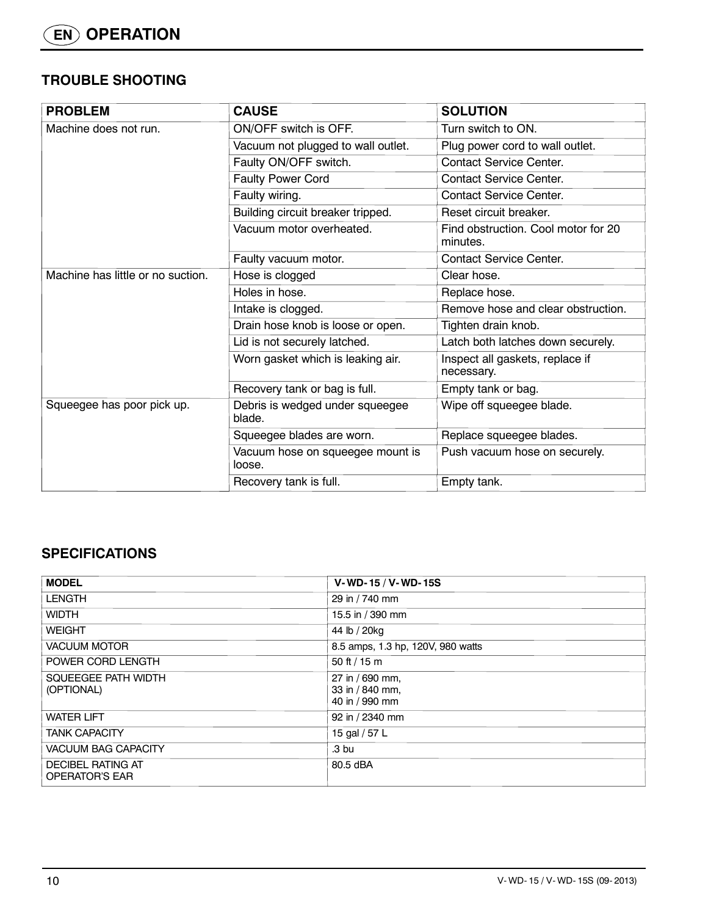# OPERATION

## TROUBLE SHOOTING

| PROBLEM | CAUSE | SOLUTION |
|---|---|---|
| Machine does not run. | ON/OFF switch is OFF. | Turn switch to ON. |
| | Vacuum not plugged to wall outlet. | Plug power cord to wall outlet. |
| | Faulty ON/OFF switch. | Contact Service Center. |
| | Faulty Power Cord | Contact Service Center. |
| | Faulty wiring. | Contact Service Center. |
| | Building circuit breaker tripped. | Reset circuit breaker. |
| | Vacuum motor overheated. | Find obstruction. Cool motor for 20 minutes. |
| | Faulty vacuum motor. | Contact Service Center. |
| Machine has little or no suction. | Hose is clogged | Clear hose. |
| | Holes in hose. | Replace hose. |
| | Intake is clogged. | Remove hose and clear obstruction. |
| | Drain hose knob is loose or open. | Tighten drain knob. |
| | Lid is not securely latched. | Latch both latches down securely. |
| | Worn gasket which is leaking air. | Inspect all gaskets, replace if necessary. |
| | Recovery tank or bag is full. | Empty tank or bag. |
| Squeegee has poor pick up. | Debris is wedged under squeegee blade. | Wipe off squeegee blade. |
| | Squeegee blades are worn. | Replace squeegee blades. |
| | Vacuum hose on squeegee mount is loose. | Push vacuum hose on securely. |
| | Recovery tank is full. | Empty tank. |

## SPECIFICATIONS

| MODEL | V-WD-15 / V-WD-15S |
|---|---|
| LENGTH | 29 in / 740 mm |
| WIDTH | 15.5 in / 390 mm |
| WEIGHT | 44 lb / 20kg |
| VACUUM MOTOR | 8.5 amps, 1.3 hp, 120V, 980 watts |
| POWER CORD LENGTH | 50 ft / 15 m |
| SQUEEGEE PATH WIDTH (OPTIONAL) | 27 in / 690 mm, 33 in / 840 mm, 40 in / 990 mm |
| WATER LIFT | 92 in / 2340 mm |
| TANK CAPACITY | 15 gal / 57 L |
| VACUUM BAG CAPACITY | .3 bu |
| DECIBEL RATING AT OPERATOR'S EAR | 80.5 dBA |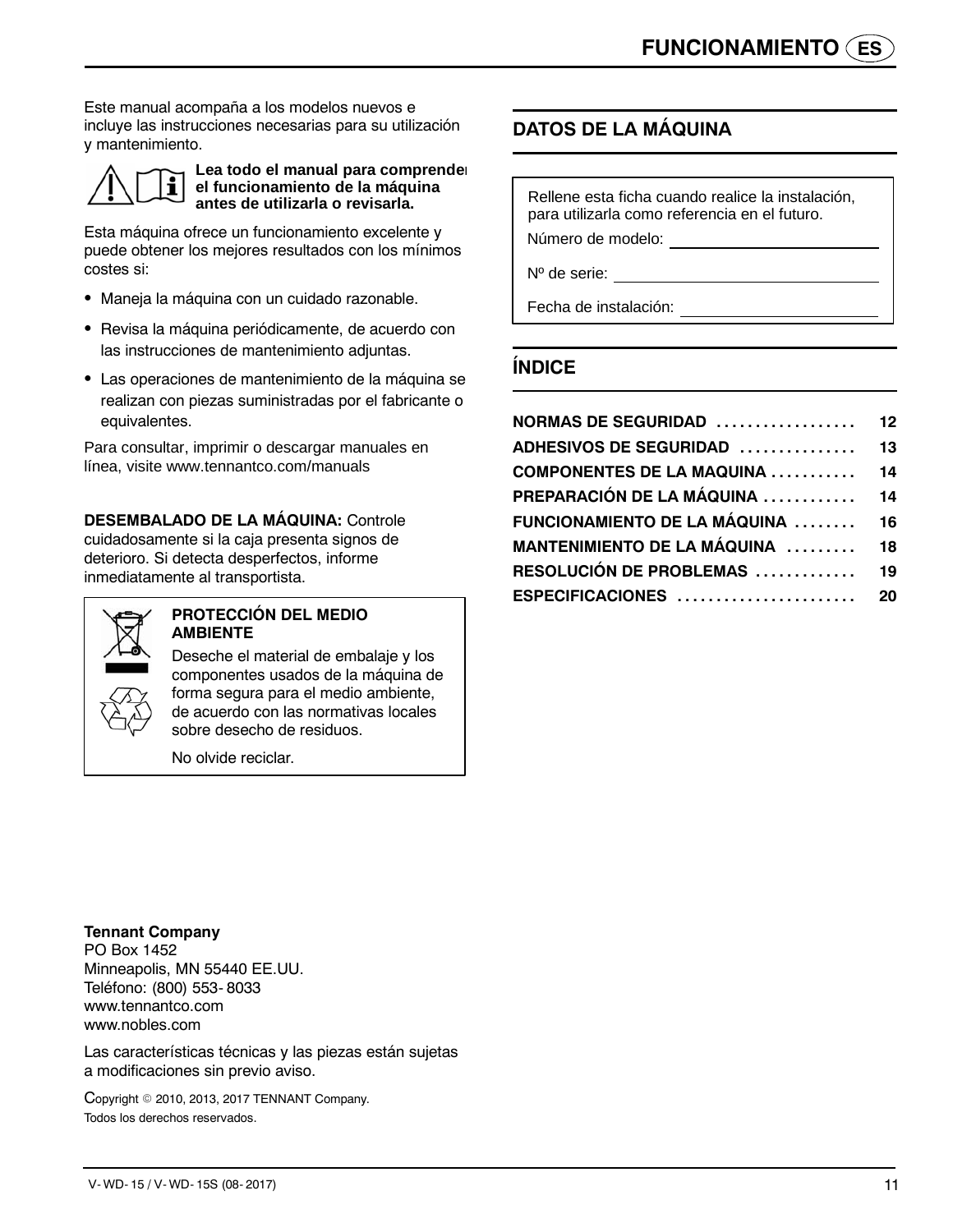Este manual acompaña a los modelos nuevos e incluye las instrucciones necesarias para su utilización y mantenimiento.

**Lea todo el manual para comprender el funcionamiento de la máquina antes de utilizarla o revisarla.**

Esta máquina ofrece un funcionamiento excelente y puede obtener los mejores resultados con los mínimos costes si:

- Maneja la máquina con un cuidado razonable.
- Revisa la máquina periódicamente, de acuerdo con las instrucciones de mantenimiento adjuntas.
- Las operaciones de mantenimiento de la máquina se realizan con piezas suministradas por el fabricante o equivalentes.

Para consultar, imprimir o descargar manuales en línea, visite www.tennantco.com/manuals

**DESEMBALADO DE LA MÁQUINA:** Controle cuidadosamente si la caja presenta signos de deterioro. Si detecta desperfectos, informe inmediatamente al transportista.

**PROTECCIÓN DEL MEDIO AMBIENTE**

Deseche el material de embalaje y los componentes usados de la máquina de forma segura para el medio ambiente, de acuerdo con las normativas locales sobre desecho de residuos.

No olvide reciclar.

**Tennant Company**
PO Box 1452
Minneapolis, MN 55440 EE.UU.
Teléfono: (800) 553- 8033
www.tennantco.com
www.nobles.com

Las características técnicas y las piezas están sujetas a modificaciones sin previo aviso.

Copyright © 2010, 2013, 2017 TENNANT Company.
Todos los derechos reservados.

## DATOS DE LA MÁQUINA

Rellene esta ficha cuando realice la instalación, para utilizarla como referencia en el futuro.

Número de modelo: ____________________

Nº de serie: ____________________

Fecha de instalación: ____________________

## ÍNDICE

| | |
|---|---|
| NORMAS DE SEGURIDAD | 12 |
| ADHESIVOS DE SEGURIDAD | 13 |
| COMPONENTES DE LA MAQUINA | 14 |
| PREPARACIÓN DE LA MÁQUINA | 14 |
| FUNCIONAMIENTO DE LA MÁQUINA | 16 |
| MANTENIMIENTO DE LA MÁQUINA | 18 |
| RESOLUCIÓN DE PROBLEMAS | 19 |
| ESPECIFICACIONES | 20 |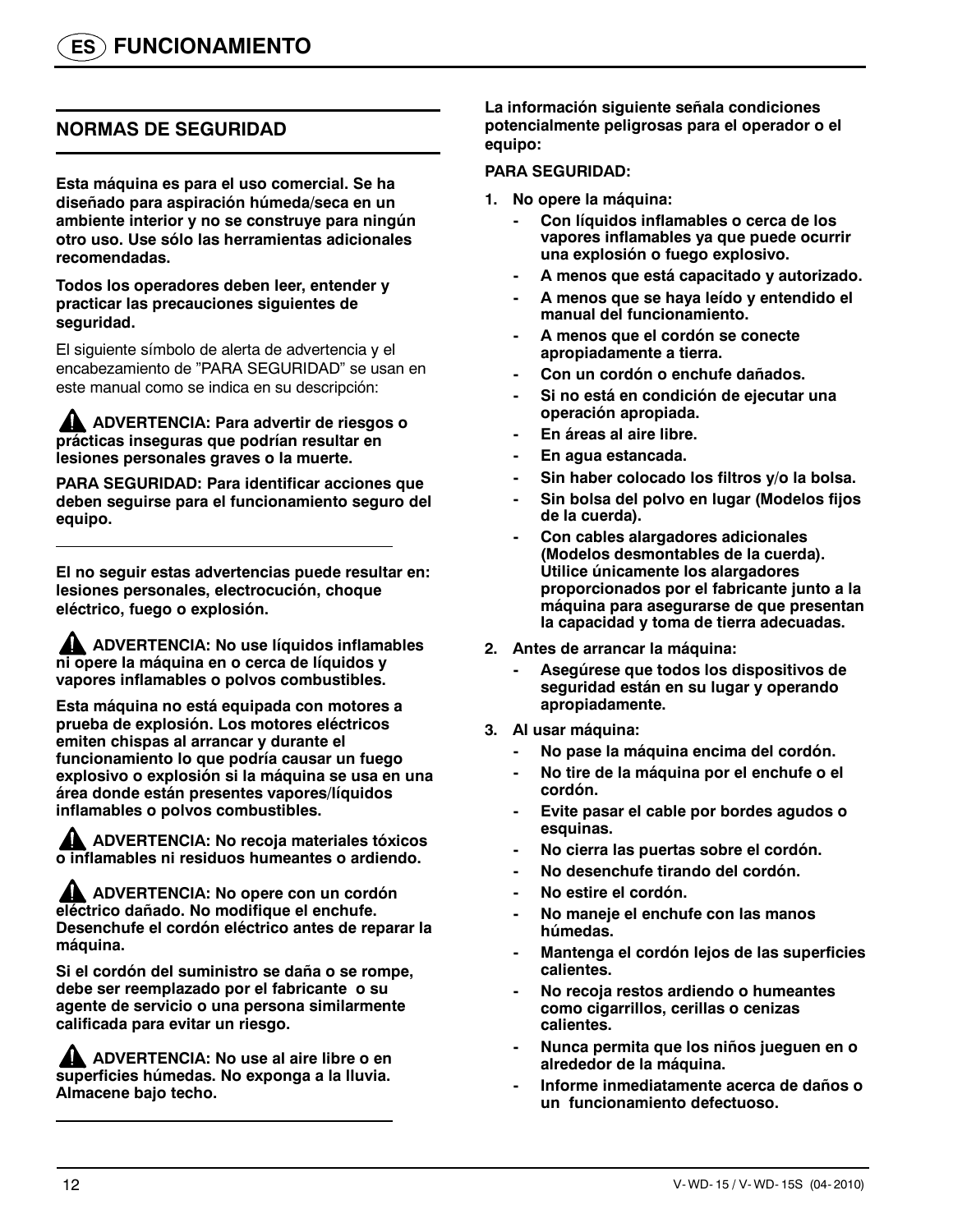# FUNCIONAMIENTO

## NORMAS DE SEGURIDAD

**Esta máquina es para el uso comercial. Se ha diseñado para aspiración húmeda/seca en un ambiente interior y no se construye para ningún otro uso. Use sólo las herramientas adicionales recomendadas.**

**Todos los operadores deben leer, entender y practicar las precauciones siguientes de seguridad.**

El siguiente símbolo de alerta de advertencia y el encabezamiento de "PARA SEGURIDAD" se usan en este manual como se indica en su descripción:

**⚠ ADVERTENCIA: Para advertir de riesgos o prácticas inseguras que podrían resultar en lesiones personales graves o la muerte.**

**PARA SEGURIDAD: Para identificar acciones que deben seguirse para el funcionamiento seguro del equipo.**

---

**El no seguir estas advertencias puede resultar en: lesiones personales, electrocución, choque eléctrico, fuego o explosión.**

**⚠ ADVERTENCIA: No use líquidos inflamables ni opere la máquina en o cerca de líquidos y vapores inflamables o polvos combustibles.**

**Esta máquina no está equipada con motores a prueba de explosión. Los motores eléctricos emiten chispas al arrancar y durante el funcionamiento lo que podría causar un fuego explosivo o explosión si la máquina se usa en una área donde están presentes vapores/líquidos inflamables o polvos combustibles.**

**⚠ ADVERTENCIA: No recoja materiales tóxicos o inflamables ni residuos humeantes o ardiendo.**

**⚠ ADVERTENCIA: No opere con un cordón eléctrico dañado. No modifique el enchufe. Desenchufe el cordón eléctrico antes de reparar la máquina.**

**Si el cordón del suministro se daña o se rompe, debe ser reemplazado por el fabricante o su agente de servicio o una persona similarmente calificada para evitar un riesgo.**

**⚠ ADVERTENCIA: No use al aire libre o en superficies húmedas. No exponga a la lluvia. Almacene bajo techo.**

---

**La información siguiente señala condiciones potencialmente peligrosas para el operador o el equipo:**

**PARA SEGURIDAD:**

1. **No opere la máquina:**
   - **Con líquidos inflamables o cerca de los vapores inflamables ya que puede ocurrir una explosión o fuego explosivo.**
   - **A menos que está capacitado y autorizado.**
   - **A menos que se haya leído y entendido el manual del funcionamiento.**
   - **A menos que el cordón se conecte apropiadamente a tierra.**
   - **Con un cordón o enchufe dañados.**
   - **Si no está en condición de ejecutar una operación apropiada.**
   - **En áreas al aire libre.**
   - **En agua estancada.**
   - **Sin haber colocado los filtros y/o la bolsa.**
   - **Sin bolsa del polvo en lugar (Modelos fijos de la cuerda).**
   - **Con cables alargadores adicionales (Modelos desmontables de la cuerda). Utilice únicamente los alargadores proporcionados por el fabricante junto a la máquina para asegurarse de que presentan la capacidad y toma de tierra adecuadas.**
2. **Antes de arrancar la máquina:**
   - **Asegúrese que todos los dispositivos de seguridad están en su lugar y operando apropiadamente.**
3. **Al usar máquina:**
   - **No pase la máquina encima del cordón.**
   - **No tire de la máquina por el enchufe o el cordón.**
   - **Evite pasar el cable por bordes agudos o esquinas.**
   - **No cierra las puertas sobre el cordón.**
   - **No desenchufe tirando del cordón.**
   - **No estire el cordón.**
   - **No maneje el enchufe con las manos húmedas.**
   - **Mantenga el cordón lejos de las superficies calientes.**
   - **No recoja restos ardiendo o humeantes como cigarrillos, cerillas o cenizas calientes.**
   - **Nunca permita que los niños jueguen en o alrededor de la máquina.**
   - **Informe inmediatamente acerca de daños o un funcionamiento defectuoso.**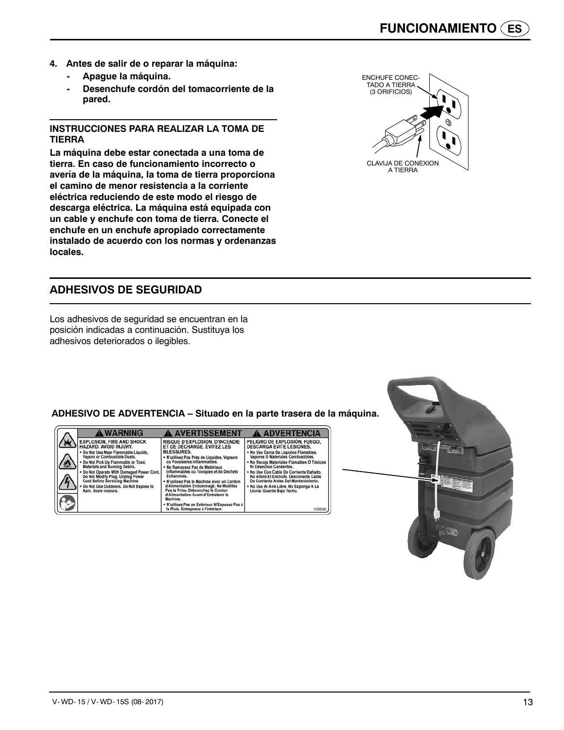4. **Antes de salir de o reparar la máquina:**
   - **Apague la máquina.**
   - **Desenchufe cordón del tomacorriente de la pared.**

**INSTRUCCIONES PARA REALIZAR LA TOMA DE TIERRA**

**La máquina debe estar conectada a una toma de tierra. En caso de funcionamiento incorrecto o avería de la máquina, la toma de tierra proporciona el camino de menor resistencia a la corriente eléctrica reduciendo de este modo el riesgo de descarga eléctrica. La máquina está equipada con un cable y enchufe con toma de tierra. Conecte el enchufe en un enchufe apropiado correctamente instalado de acuerdo con los normas y ordenanzas locales.**

ENCHUFE CONECTADO A TIERRA (3 ORIFICIOS)

CLAVIJA DE CONEXION A TIERRA

## ADHESIVOS DE SEGURIDAD

Los adhesivos de seguridad se encuentran en la posición indicadas a continuación. Sustituya los adhesivos deteriorados o ilegibles.

**ADHESIVO DE ADVERTENCIA – Situado en la parte trasera de la máquina.**

| ⚠ WARNING | ⚠ AVERTISSEMENT | ⚠ ADVERTENCIA |
|---|---|---|
| EXPLOSION, FIRE AND SHOCK HAZARD. AVOID INJURY.<br>• Do Not Use Near Flammable Liquids, Vapors or Combustible Dusts.<br>• Do Not Pick Up Flammable or Toxic Materials and Burning Debris.<br>• Do Not Operate With Damaged Power Cord. Do Not Modify Plug. Unplug Power Cord Before Servicing Machine.<br>• Do Not Use Outdoors. Do Not Expose to Rain. Store Indoors. | RISQUE D'EXPLOSION, D'INCENDIE ET DE DÉCHARGE. ÉVITEZ LES BLESSURES.<br>• N'utilisez Pas Près de Liquides, Vapeurs ou Poussières Inflammables.<br>• Ne Ramassez Pas de Matériaux Inflammables ou Toxiques et de Déchets Enflammés.<br>• N'utilisez Pas la Machine Avec un Cordon d'Alimentation Endommagé. Ne Modifiez Pas la Prise. Débranchez le Cordon d'Alimentation Avant d'Entretenir la Machine.<br>• N'utilisez Pas en Extérieur. N'Exposez Pas à la Pluie. Entreposez à l'Intérieur. | PELIGRO DE EXPLOSIÓN, FUEGO, DESCARGA EVITE LESIONES.<br>• No Use Cerca De Liquidos Flamables, Vapores O Materiales Combustibles.<br>• No Recoja Materiales Flamables O Tóxicos Ni Desechos Candentes.<br>• No Use Con Cable De Corriente Dañado. No Altere El Enchufe. Desconecte Cable De Corriente Antes Del Mantenimiento.<br>• No Use Al Aire Libre. No Exponga A La Lluvia. Guarde Bajo Techo.<br>1026382 |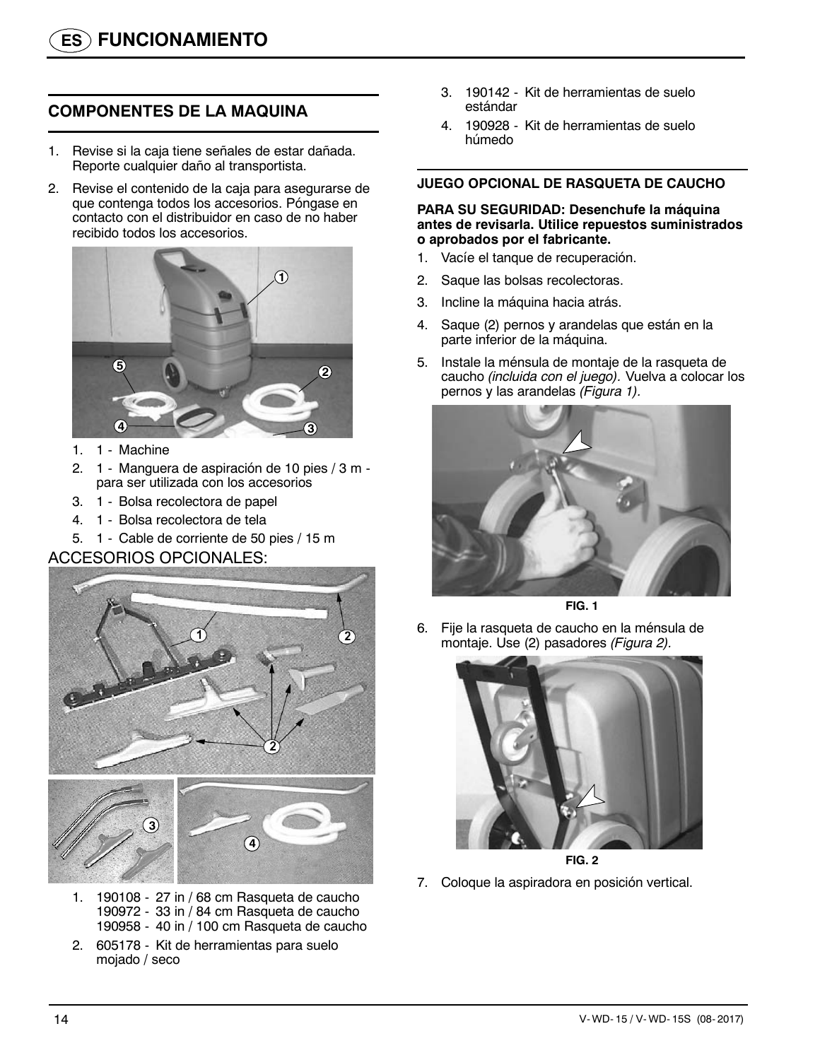# FUNCIONAMIENTO

## COMPONENTES DE LA MAQUINA

1. Revise si la caja tiene señales de estar dañada. Reporte cualquier daño al transportista.
2. Revise el contenido de la caja para asegurarse de que contenga todos los accesorios. Póngase en contacto con el distribuidor en caso de no haber recibido todos los accesorios.

1. 1 - Machine
2. 1 - Manguera de aspiración de 10 pies / 3 m - para ser utilizada con los accesorios
3. 1 - Bolsa recolectora de papel
4. 1 - Bolsa recolectora de tela
5. 1 - Cable de corriente de 50 pies / 15 m

ACCESORIOS OPCIONALES:

1. 190108 - 27 in / 68 cm Rasqueta de caucho
   190972 - 33 in / 84 cm Rasqueta de caucho
   190958 - 40 in / 100 cm Rasqueta de caucho
2. 605178 - Kit de herramientas para suelo mojado / seco
3. 190142 - Kit de herramientas de suelo estándar
4. 190928 - Kit de herramientas de suelo húmedo

### JUEGO OPCIONAL DE RASQUETA DE CAUCHO

**PARA SU SEGURIDAD: Desenchufe la máquina antes de revisarla. Utilice repuestos suministrados o aprobados por el fabricante.**

1. Vacíe el tanque de recuperación.
2. Saque las bolsas recolectoras.
3. Incline la máquina hacia atrás.
4. Saque (2) pernos y arandelas que están en la parte inferior de la máquina.
5. Instale la ménsula de montaje de la rasqueta de caucho *(incluida con el juego).* Vuelva a colocar los pernos y las arandelas *(Figura 1).*

**FIG. 1**

6. Fije la rasqueta de caucho en la ménsula de montaje. Use (2) pasadores *(Figura 2).*

**FIG. 2**

7. Coloque la aspiradora en posición vertical.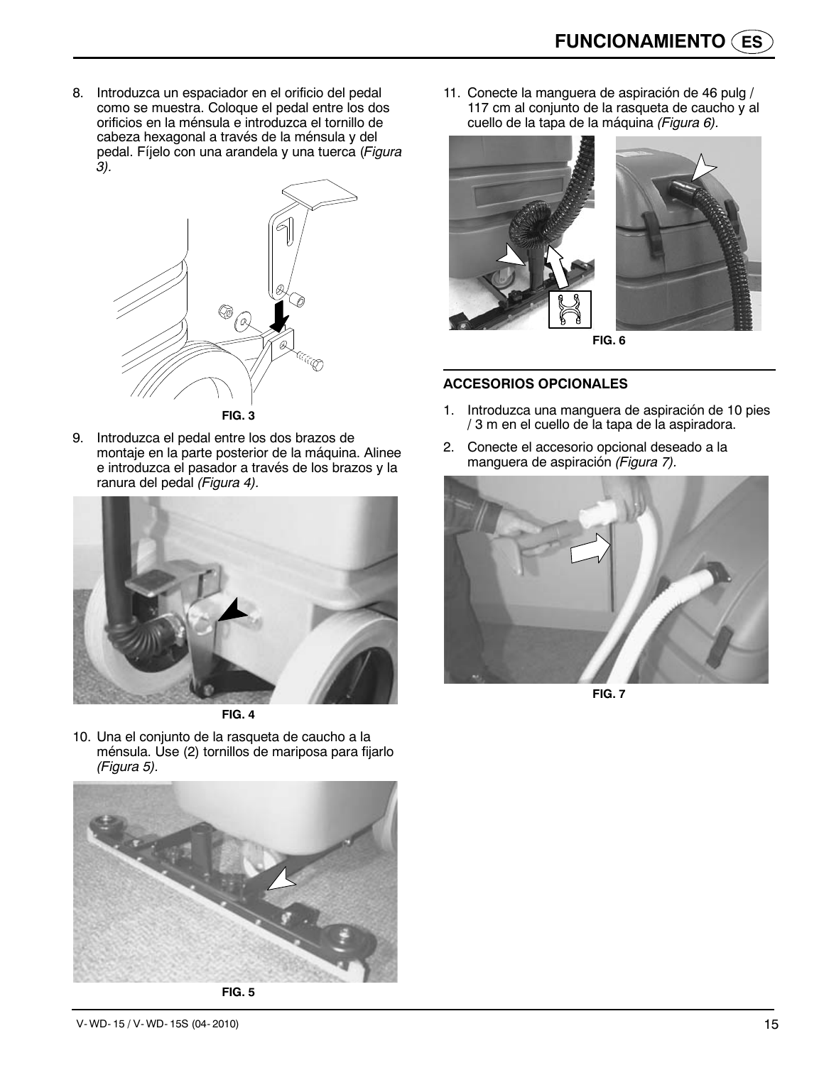8. Introduzca un espaciador en el orificio del pedal como se muestra. Coloque el pedal entre los dos orificios en la ménsula e introduzca el tornillo de cabeza hexagonal a través de la ménsula y del pedal. Fíjelo con una arandela y una tuerca (*Figura 3).*

FIG. 3

9. Introduzca el pedal entre los dos brazos de montaje en la parte posterior de la máquina. Alinee e introduzca el pasador a través de los brazos y la ranura del pedal *(Figura 4)*.

FIG. 4

10. Una el conjunto de la rasqueta de caucho a la ménsula. Use (2) tornillos de mariposa para fijarlo *(Figura 5)*.

FIG. 5

11. Conecte la manguera de aspiración de 46 pulg / 117 cm al conjunto de la rasqueta de caucho y al cuello de la tapa de la máquina *(Figura 6)*.

FIG. 6

### ACCESORIOS OPCIONALES

1. Introduzca una manguera de aspiración de 10 pies / 3 m en el cuello de la tapa de la aspiradora.
2. Conecte el accesorio opcional deseado a la manguera de aspiración *(Figura 7).*

FIG. 7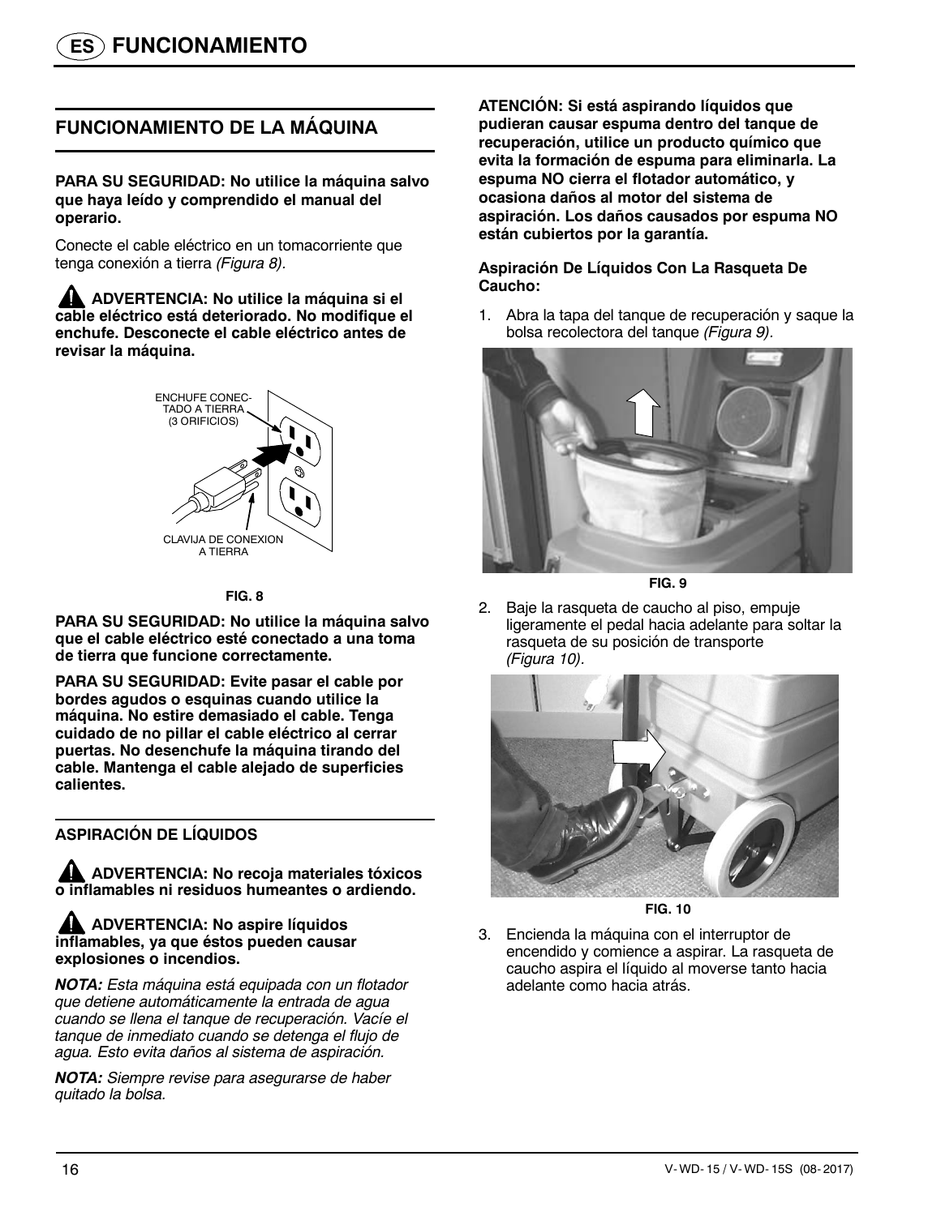## FUNCIONAMIENTO

### FUNCIONAMIENTO DE LA MÁQUINA

**PARA SU SEGURIDAD: No utilice la máquina salvo que haya leído y comprendido el manual del operario.**

Conecte el cable eléctrico en un tomacorriente que tenga conexión a tierra *(Figura 8)*.

**ADVERTENCIA: No utilice la máquina si el cable eléctrico está deteriorado. No modifique el enchufe. Desconecte el cable eléctrico antes de revisar la máquina.**

ENCHUFE CONECTADO A TIERRA (3 ORIFICIOS)

CLAVIJA DE CONEXION A TIERRA

**FIG. 8**

**PARA SU SEGURIDAD: No utilice la máquina salvo que el cable eléctrico esté conectado a una toma de tierra que funcione correctamente.**

**PARA SU SEGURIDAD: Evite pasar el cable por bordes agudos o esquinas cuando utilice la máquina. No estire demasiado el cable. Tenga cuidado de no pillar el cable eléctrico al cerrar puertas. No desenchufe la máquina tirando del cable. Mantenga el cable alejado de superficies calientes.**

### ASPIRACIÓN DE LÍQUIDOS

**ADVERTENCIA: No recoja materiales tóxicos o inflamables ni residuos humeantes o ardiendo.**

**ADVERTENCIA: No aspire líquidos inflamables, ya que éstos pueden causar explosiones o incendios.**

***NOTA:*** *Esta máquina está equipada con un flotador que detiene automáticamente la entrada de agua cuando se llena el tanque de recuperación. Vacíe el tanque de inmediato cuando se detenga el flujo de agua. Esto evita daños al sistema de aspiración.*

***NOTA:*** *Siempre revise para asegurarse de haber quitado la bolsa.*

**ATENCIÓN: Si está aspirando líquidos que pudieran causar espuma dentro del tanque de recuperación, utilice un producto químico que evita la formación de espuma para eliminarla. La espuma NO cierra el flotador automático, y ocasiona daños al motor del sistema de aspiración. Los daños causados por espuma NO están cubiertos por la garantía.**

**Aspiración De Líquidos Con La Rasqueta De Caucho:**

1. Abra la tapa del tanque de recuperación y saque la bolsa recolectora del tanque *(Figura 9)*.

**FIG. 9**

2. Baje la rasqueta de caucho al piso, empuje ligeramente el pedal hacia adelante para soltar la rasqueta de su posición de transporte *(Figura 10)*.

**FIG. 10**

3. Encienda la máquina con el interruptor de encendido y comience a aspirar. La rasqueta de caucho aspira el líquido al moverse tanto hacia adelante como hacia atrás.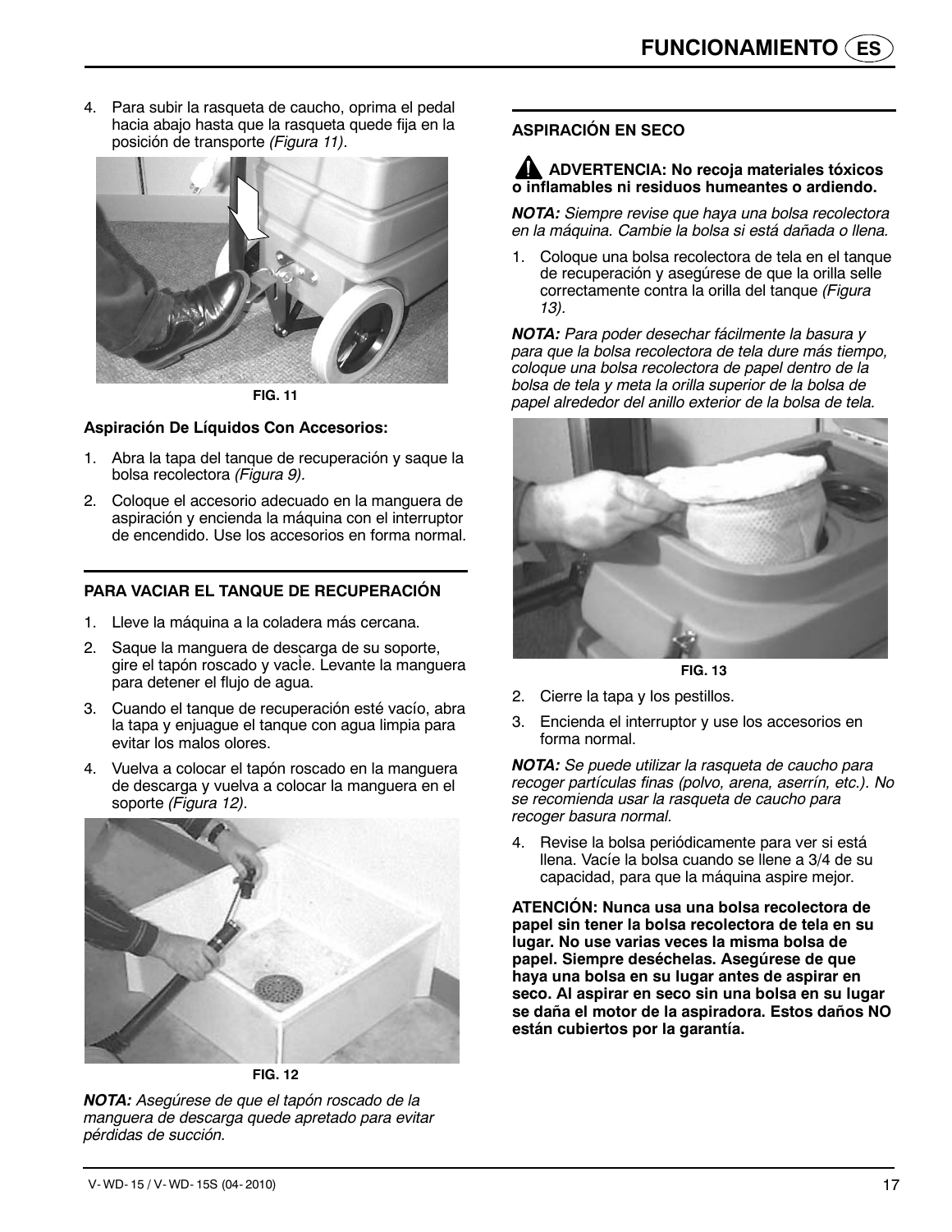4. Para subir la rasqueta de caucho, oprima el pedal hacia abajo hasta que la rasqueta quede fija en la posición de transporte *(Figura 11)*.

**FIG. 11**

**Aspiración De Líquidos Con Accesorios:**

1. Abra la tapa del tanque de recuperación y saque la bolsa recolectora *(Figura 9).*
2. Coloque el accesorio adecuado en la manguera de aspiración y encienda la máquina con el interruptor de encendido. Use los accesorios en forma normal.

## PARA VACIAR EL TANQUE DE RECUPERACIÓN

1. Lleve la máquina a la coladera más cercana.
2. Saque la manguera de descarga de su soporte, gire el tapón roscado y vacÌe. Levante la manguera para detener el flujo de agua.
3. Cuando el tanque de recuperación esté vacío, abra la tapa y enjuague el tanque con agua limpia para evitar los malos olores.
4. Vuelva a colocar el tapón roscado en la manguera de descarga y vuelva a colocar la manguera en el soporte *(Figura 12).*

**FIG. 12**

***NOTA:*** *Asegúrese de que el tapón roscado de la manguera de descarga quede apretado para evitar pérdidas de succión.*

## ASPIRACIÓN EN SECO

**⚠ ADVERTENCIA: No recoja materiales tóxicos o inflamables ni residuos humeantes o ardiendo.**

***NOTA:*** *Siempre revise que haya una bolsa recolectora en la máquina. Cambie la bolsa si está dañada o llena.*

1. Coloque una bolsa recolectora de tela en el tanque de recuperación y asegúrese de que la orilla selle correctamente contra la orilla del tanque *(Figura 13).*

***NOTA:*** *Para poder desechar fácilmente la basura y para que la bolsa recolectora de tela dure más tiempo, coloque una bolsa recolectora de papel dentro de la bolsa de tela y meta la orilla superior de la bolsa de papel alrededor del anillo exterior de la bolsa de tela.*

**FIG. 13**

2. Cierre la tapa y los pestillos.
3. Encienda el interruptor y use los accesorios en forma normal.

***NOTA:*** *Se puede utilizar la rasqueta de caucho para recoger partículas finas (polvo, arena, aserrín, etc.). No se recomienda usar la rasqueta de caucho para recoger basura normal.*

4. Revise la bolsa periódicamente para ver si está llena. Vacíe la bolsa cuando se llene a 3/4 de su capacidad, para que la máquina aspire mejor.

**ATENCIÓN: Nunca usa una bolsa recolectora de papel sin tener la bolsa recolectora de tela en su lugar. No use varias veces la misma bolsa de papel. Siempre deséchelas. Asegúrese de que haya una bolsa en su lugar antes de aspirar en seco. Al aspirar en seco sin una bolsa en su lugar se daña el motor de la aspiradora. Estos daños NO están cubiertos por la garantía.**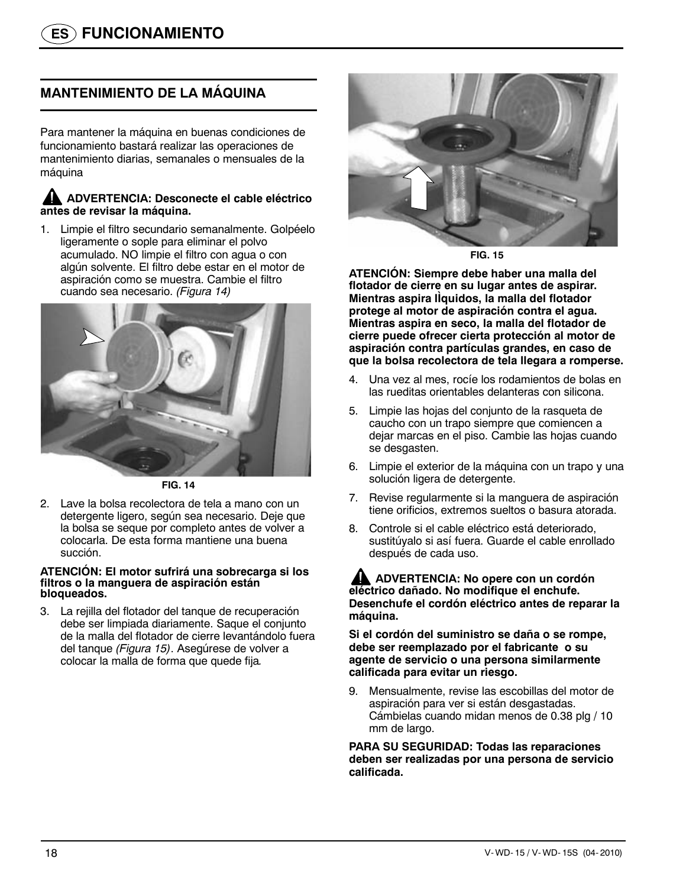## MANTENIMIENTO DE LA MÁQUINA

Para mantener la máquina en buenas condiciones de funcionamiento bastará realizar las operaciones de mantenimiento diarias, semanales o mensuales de la máquina

**ADVERTENCIA: Desconecte el cable eléctrico antes de revisar la máquina.**

1. Limpie el filtro secundario semanalmente. Golpéelo ligeramente o sople para eliminar el polvo acumulado. NO limpie el filtro con agua o con algún solvente. El filtro debe estar en el motor de aspiración como se muestra. Cambie el filtro cuando sea necesario. *(Figura 14)*

FIG. 14

2. Lave la bolsa recolectora de tela a mano con un detergente ligero, según sea necesario. Deje que la bolsa se seque por completo antes de volver a colocarla. De esta forma mantiene una buena succión.

**ATENCIÓN: El motor sufrirá una sobrecarga si los filtros o la manguera de aspiración están bloqueados.**

3. La rejilla del flotador del tanque de recuperación debe ser limpiada diariamente. Saque el conjunto de la malla del flotador de cierre levantándolo fuera del tanque *(Figura 15)*. Asegúrese de volver a colocar la malla de forma que quede fija.

FIG. 15

**ATENCIÓN: Siempre debe haber una malla del flotador de cierre en su lugar antes de aspirar. Mientras aspira lÌquidos, la malla del flotador protege al motor de aspiración contra el agua. Mientras aspira en seco, la malla del flotador de cierre puede ofrecer cierta protección al motor de aspiración contra partículas grandes, en caso de que la bolsa recolectora de tela llegara a romperse.**

4. Una vez al mes, rocíe los rodamientos de bolas en las rueditas orientables delanteras con silicona.
5. Limpie las hojas del conjunto de la rasqueta de caucho con un trapo siempre que comiencen a dejar marcas en el piso. Cambie las hojas cuando se desgasten.
6. Limpie el exterior de la máquina con un trapo y una solución ligera de detergente.
7. Revise regularmente si la manguera de aspiración tiene orificios, extremos sueltos o basura atorada.
8. Controle si el cable eléctrico está deteriorado, sustitúyalo si así fuera. Guarde el cable enrollado después de cada uso.

**ADVERTENCIA: No opere con un cordón eléctrico dañado. No modifique el enchufe. Desenchufe el cordón eléctrico antes de reparar la máquina.**

**Si el cordón del suministro se daña o se rompe, debe ser reemplazado por el fabricante o su agente de servicio o una persona similarmente calificada para evitar un riesgo.**

9. Mensualmente, revise las escobillas del motor de aspiración para ver si están desgastadas. Cámbielas cuando midan menos de 0.38 plg / 10 mm de largo.

**PARA SU SEGURIDAD: Todas las reparaciones deben ser realizadas por una persona de servicio calificada.**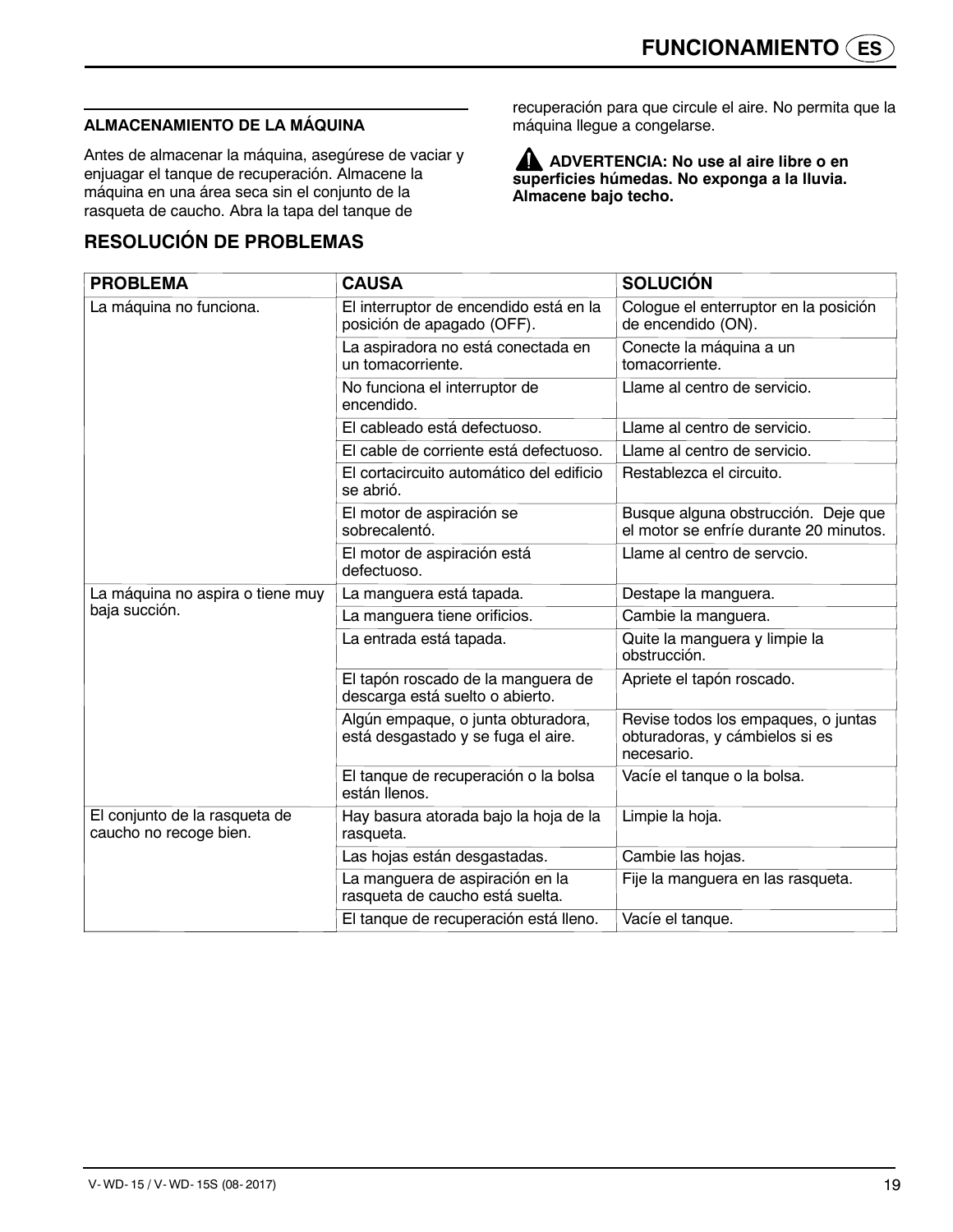## ALMACENAMIENTO DE LA MÁQUINA

Antes de almacenar la máquina, asegúrese de vaciar y enjuagar el tanque de recuperación. Almacene la máquina en una área seca sin el conjunto de la rasqueta de caucho. Abra la tapa del tanque de recuperación para que circule el aire. No permita que la máquina llegue a congelarse.

**⚠ ADVERTENCIA: No use al aire libre o en superficies húmedas. No exponga a la lluvia. Almacene bajo techo.**

## RESOLUCIÓN DE PROBLEMAS

| PROBLEMA | CAUSA | SOLUCIÓN |
|---|---|---|
| La máquina no funciona. | El interruptor de encendido está en la posición de apagado (OFF). | Cologue el enterruptor en la posición de encendido (ON). |
| | La aspiradora no está conectada en un tomacorriente. | Conecte la máquina a un tomacorriente. |
| | No funciona el interruptor de encendido. | Llame al centro de servicio. |
| | El cableado está defectuoso. | Llame al centro de servicio. |
| | El cable de corriente está defectuoso. | Llame al centro de servicio. |
| | El cortacircuito automático del edificio se abrió. | Restablezca el circuito. |
| | El motor de aspiración se sobrecalentó. | Busque alguna obstrucción. Deje que el motor se enfríe durante 20 minutos. |
| | El motor de aspiración está defectuoso. | Llame al centro de servcio. |
| La máquina no aspira o tiene muy baja succión. | La manguera está tapada. | Destape la manguera. |
| | La manguera tiene orificios. | Cambie la manguera. |
| | La entrada está tapada. | Quite la manguera y limpie la obstrucción. |
| | El tapón roscado de la manguera de descarga está suelto o abierto. | Apriete el tapón roscado. |
| | Algún empaque, o junta obturadora, está desgastado y se fuga el aire. | Revise todos los empaques, o juntas obturadoras, y cámbielos si es necesario. |
| | El tanque de recuperación o la bolsa están llenos. | Vacíe el tanque o la bolsa. |
| El conjunto de la rasqueta de caucho no recoge bien. | Hay basura atorada bajo la hoja de la rasqueta. | Limpie la hoja. |
| | Las hojas están desgastadas. | Cambie las hojas. |
| | La manguera de aspiración en la rasqueta de caucho está suelta. | Fije la manguera en las rasqueta. |
| | El tanque de recuperación está lleno. | Vacíe el tanque. |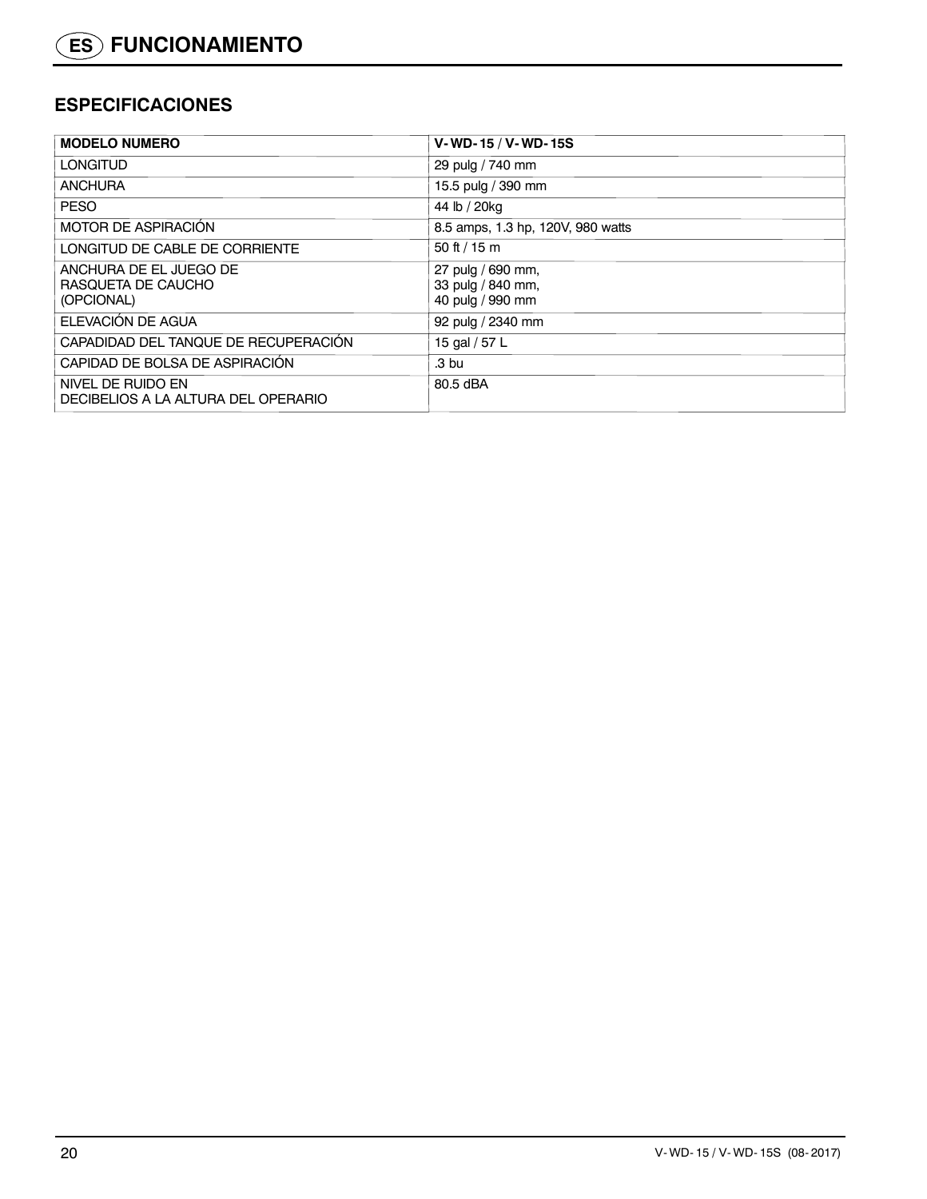# ES FUNCIONAMIENTO

## ESPECIFICACIONES

| MODELO NUMERO | V-WD-15 / V-WD-15S |
|---|---|
| LONGITUD | 29 pulg / 740 mm |
| ANCHURA | 15.5 pulg / 390 mm |
| PESO | 44 lb / 20kg |
| MOTOR DE ASPIRACIÓN | 8.5 amps, 1.3 hp, 120V, 980 watts |
| LONGITUD DE CABLE DE CORRIENTE | 50 ft / 15 m |
| ANCHURA DE EL JUEGO DE RASQUETA DE CAUCHO (OPCIONAL) | 27 pulg / 690 mm, 33 pulg / 840 mm, 40 pulg / 990 mm |
| ELEVACIÓN DE AGUA | 92 pulg / 2340 mm |
| CAPADIDAD DEL TANQUE DE RECUPERACIÓN | 15 gal / 57 L |
| CAPIDAD DE BOLSA DE ASPIRACIÓN | .3 bu |
| NIVEL DE RUIDO EN DECIBELIOS A LA ALTURA DEL OPERARIO | 80.5 dBA |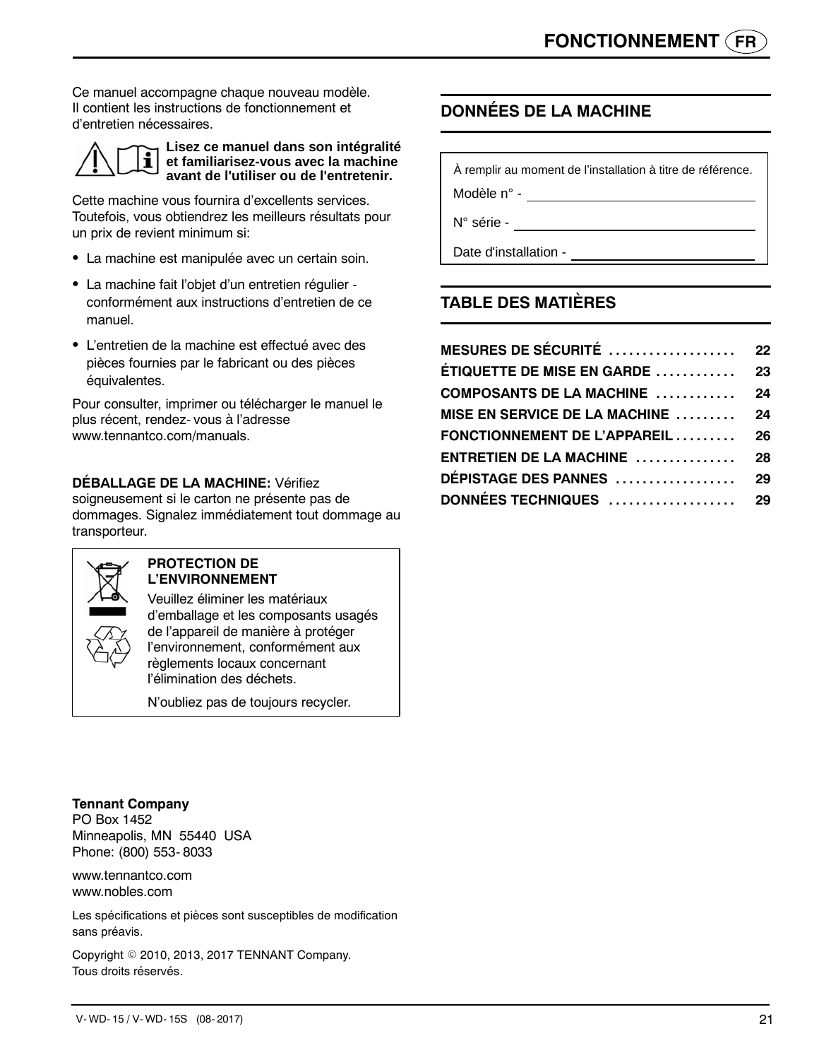Ce manuel accompagne chaque nouveau modèle. Il contient les instructions de fonctionnement et d'entretien nécessaires.

**Lisez ce manuel dans son intégralité et familiarisez-vous avec la machine avant de l'utiliser ou de l'entretenir.**

Cette machine vous fournira d'excellents services. Toutefois, vous obtiendrez les meilleurs résultats pour un prix de revient minimum si:

- La machine est manipulée avec un certain soin.
- La machine fait l'objet d'un entretien régulier - conformément aux instructions d'entretien de ce manuel.
- L'entretien de la machine est effectué avec des pièces fournies par le fabricant ou des pièces équivalentes.

Pour consulter, imprimer ou télécharger le manuel le plus récent, rendez- vous à l'adresse www.tennantco.com/manuals.

**DÉBALLAGE DE LA MACHINE:** Vérifiez soigneusement si le carton ne présente pas de dommages. Signalez immédiatement tout dommage au transporteur.

**PROTECTION DE L'ENVIRONNEMENT**

Veuillez éliminer les matériaux d'emballage et les composants usagés de l'appareil de manière à protéger l'environnement, conformément aux règlements locaux concernant l'élimination des déchets.

N'oubliez pas de toujours recycler.

**Tennant Company**
PO Box 1452
Minneapolis, MN 55440 USA
Phone: (800) 553- 8033

www.tennantco.com
www.nobles.com

Les spécifications et pièces sont susceptibles de modification sans préavis.

Copyright © 2010, 2013, 2017 TENNANT Company.
Tous droits réservés.

## DONNÉES DE LA MACHINE

À remplir au moment de l'installation à titre de référence.

Modèle n° - ______________________

N° série - ______________________

Date d'installation - ______________________

## TABLE DES MATIÈRES

| | |
|---|---|
| **MESURES DE SÉCURITÉ** | **22** |
| **ÉTIQUETTE DE MISE EN GARDE** | **23** |
| **COMPOSANTS DE LA MACHINE** | **24** |
| **MISE EN SERVICE DE LA MACHINE** | **24** |
| **FONCTIONNEMENT DE L'APPAREIL** | **26** |
| **ENTRETIEN DE LA MACHINE** | **28** |
| **DÉPISTAGE DES PANNES** | **29** |
| **DONNÉES TECHNIQUES** | **29** |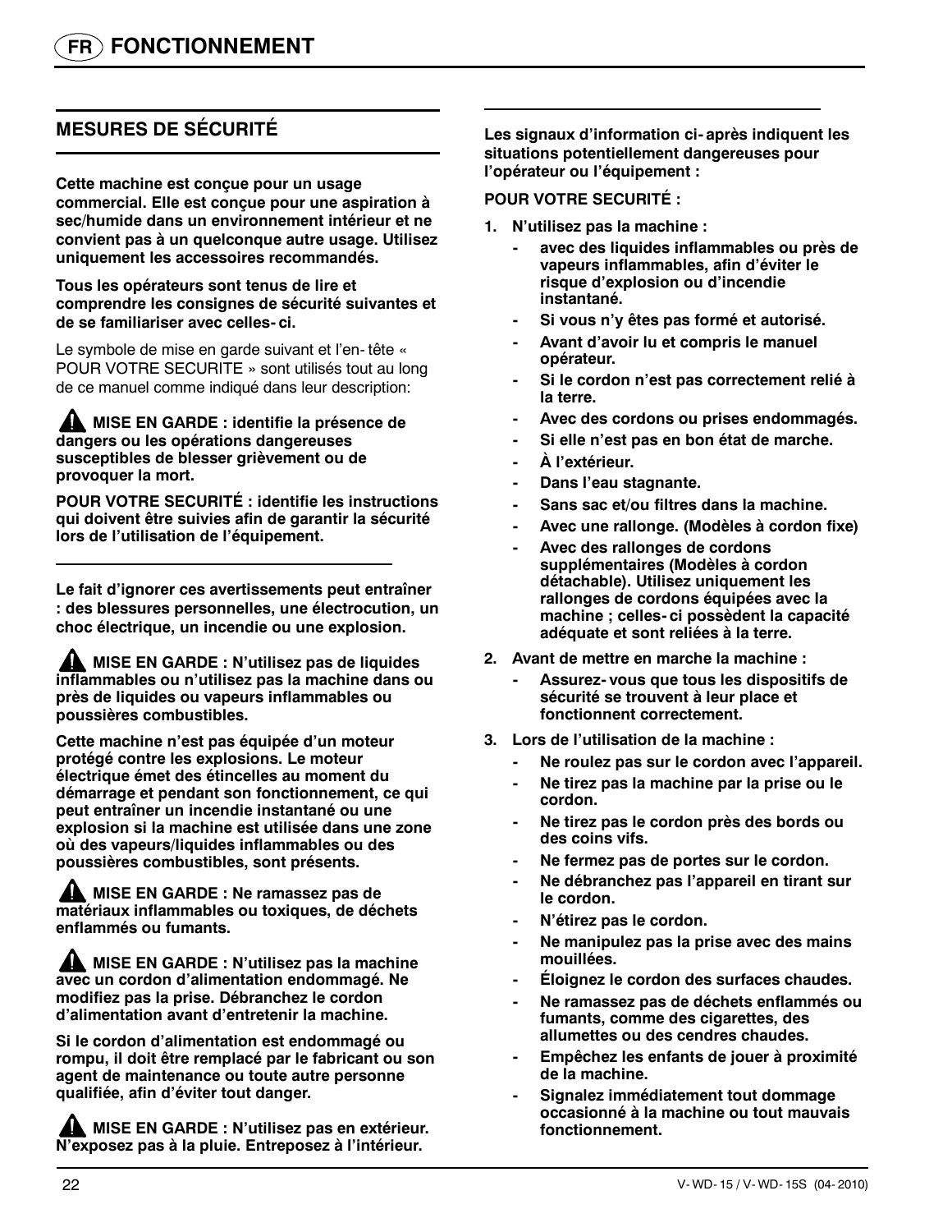## MESURES DE SÉCURITÉ

**Cette machine est conçue pour un usage commercial. Elle est conçue pour une aspiration à sec/humide dans un environnement intérieur et ne convient pas à un quelconque autre usage. Utilisez uniquement les accessoires recommandés.**

**Tous les opérateurs sont tenus de lire et comprendre les consignes de sécurité suivantes et de se familiariser avec celles-ci.**

Le symbole de mise en garde suivant et l'en-tête « POUR VOTRE SECURITE » sont utilisés tout au long de ce manuel comme indiqué dans leur description:

**⚠ MISE EN GARDE : identifie la présence de dangers ou les opérations dangereuses susceptibles de blesser grièvement ou de provoquer la mort.**

**POUR VOTRE SECURITÉ : identifie les instructions qui doivent être suivies afin de garantir la sécurité lors de l'utilisation de l'équipement.**

**Le fait d'ignorer ces avertissements peut entraîner : des blessures personnelles, une électrocution, un choc électrique, un incendie ou une explosion.**

**⚠ MISE EN GARDE : N'utilisez pas de liquides inflammables ou n'utilisez pas la machine dans ou près de liquides ou vapeurs inflammables ou poussières combustibles.**

**Cette machine n'est pas équipée d'un moteur protégé contre les explosions. Le moteur électrique émet des étincelles au moment du démarrage et pendant son fonctionnement, ce qui peut entraîner un incendie instantané ou une explosion si la machine est utilisée dans une zone où des vapeurs/liquides inflammables ou des poussières combustibles, sont présents.**

**⚠ MISE EN GARDE : Ne ramassez pas de matériaux inflammables ou toxiques, de déchets enflammés ou fumants.**

**⚠ MISE EN GARDE : N'utilisez pas la machine avec un cordon d'alimentation endommagé. Ne modifiez pas la prise. Débranchez le cordon d'alimentation avant d'entretenir la machine.**

**Si le cordon d'alimentation est endommagé ou rompu, il doit être remplacé par le fabricant ou son agent de maintenance ou toute autre personne qualifiée, afin d'éviter tout danger.**

**⚠ MISE EN GARDE : N'utilisez pas en extérieur. N'exposez pas à la pluie. Entreposez à l'intérieur.**

**Les signaux d'information ci-après indiquent les situations potentiellement dangereuses pour l'opérateur ou l'équipement :**

**POUR VOTRE SECURITÉ :**

1. **N'utilisez pas la machine :**
   - **avec des liquides inflammables ou près de vapeurs inflammables, afin d'éviter le risque d'explosion ou d'incendie instantané.**
   - **Si vous n'y êtes pas formé et autorisé.**
   - **Avant d'avoir lu et compris le manuel opérateur.**
   - **Si le cordon n'est pas correctement relié à la terre.**
   - **Avec des cordons ou prises endommagés.**
   - **Si elle n'est pas en bon état de marche.**
   - **À l'extérieur.**
   - **Dans l'eau stagnante.**
   - **Sans sac et/ou filtres dans la machine.**
   - **Avec une rallonge. (Modèles à cordon fixe)**
   - **Avec des rallonges de cordons supplémentaires (Modèles à cordon détachable). Utilisez uniquement les rallonges de cordons équipées avec la machine ; celles-ci possèdent la capacité adéquate et sont reliées à la terre.**
2. **Avant de mettre en marche la machine :**
   - **Assurez-vous que tous les dispositifs de sécurité se trouvent à leur place et fonctionnent correctement.**
3. **Lors de l'utilisation de la machine :**
   - **Ne roulez pas sur le cordon avec l'appareil.**
   - **Ne tirez pas la machine par la prise ou le cordon.**
   - **Ne tirez pas le cordon près des bords ou des coins vifs.**
   - **Ne fermez pas de portes sur le cordon.**
   - **Ne débranchez pas l'appareil en tirant sur le cordon.**
   - **N'étirez pas le cordon.**
   - **Ne manipulez pas la prise avec des mains mouillées.**
   - **Éloignez le cordon des surfaces chaudes.**
   - **Ne ramassez pas de déchets enflammés ou fumants, comme des cigarettes, des allumettes ou des cendres chaudes.**
   - **Empêchez les enfants de jouer à proximité de la machine.**
   - **Signalez immédiatement tout dommage occasionné à la machine ou tout mauvais fonctionnement.**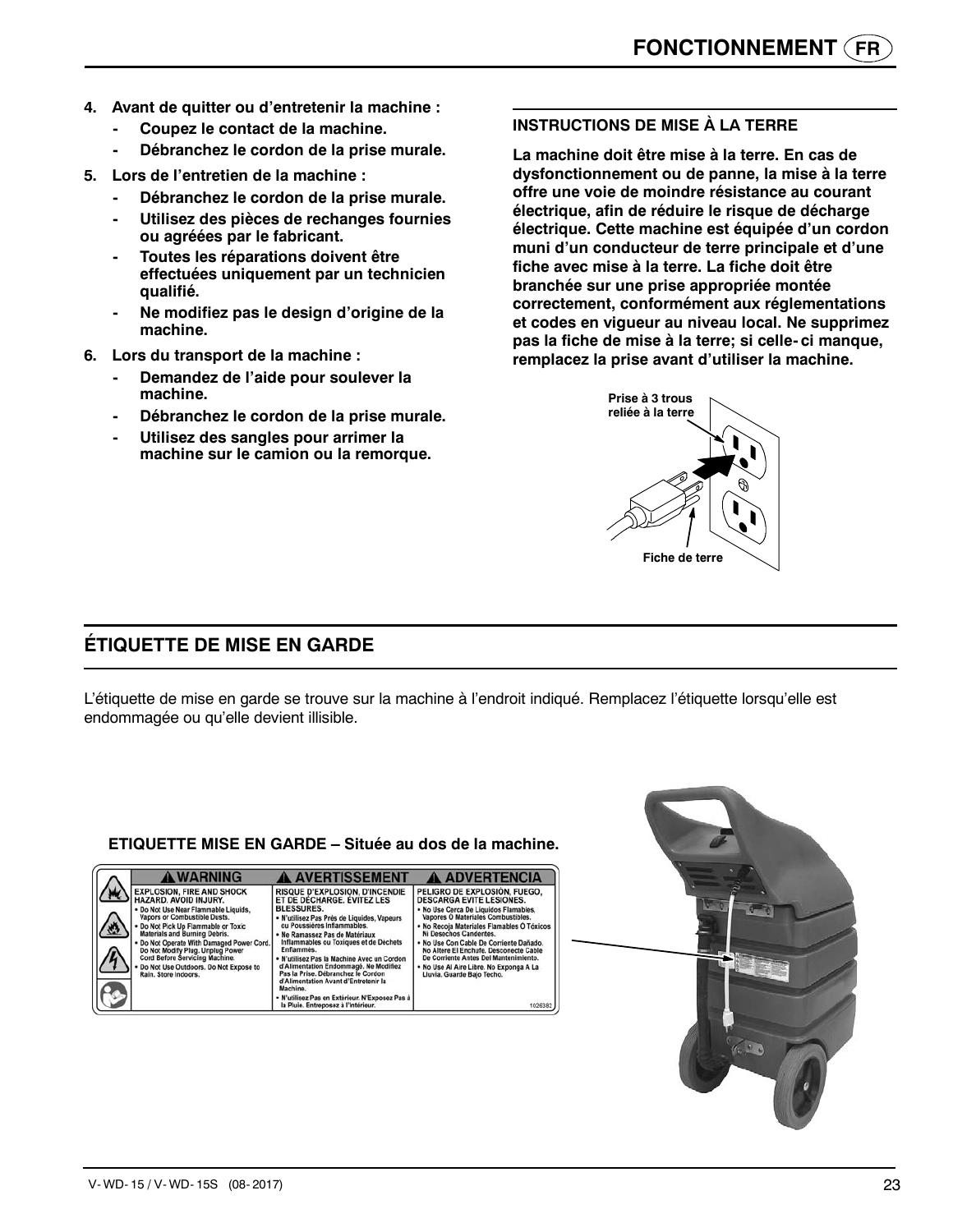4. **Avant de quitter ou d'entretenir la machine :**
   - **Coupez le contact de la machine.**
   - **Débranchez le cordon de la prise murale.**
5. **Lors de l'entretien de la machine :**
   - **Débranchez le cordon de la prise murale.**
   - **Utilisez des pièces de rechanges fournies ou agréées par le fabricant.**
   - **Toutes les réparations doivent être effectuées uniquement par un technicien qualifié.**
   - **Ne modifiez pas le design d'origine de la machine.**
6. **Lors du transport de la machine :**
   - **Demandez de l'aide pour soulever la machine.**
   - **Débranchez le cordon de la prise murale.**
   - **Utilisez des sangles pour arrimer la machine sur le camion ou la remorque.**

### INSTRUCTIONS DE MISE À LA TERRE

**La machine doit être mise à la terre. En cas de dysfonctionnement ou de panne, la mise à la terre offre une voie de moindre résistance au courant électrique, afin de réduire le risque de décharge électrique. Cette machine est équipée d'un cordon muni d'un conducteur de terre principale et d'une fiche avec mise à la terre. La fiche doit être branchée sur une prise appropriée montée correctement, conformément aux réglementations et codes en vigueur au niveau local. Ne supprimez pas la fiche de mise à la terre; si celle- ci manque, remplacez la prise avant d'utiliser la machine.**

**Prise à 3 trous reliée à la terre**

**Fiche de terre**

## ÉTIQUETTE DE MISE EN GARDE

L'étiquette de mise en garde se trouve sur la machine à l'endroit indiqué. Remplacez l'étiquette lorsqu'elle est endommagée ou qu'elle devient illisible.

**ETIQUETTE MISE EN GARDE – Située au dos de la machine.**

| ⚠ WARNING | ⚠ AVERTISSEMENT | ⚠ ADVERTENCIA |
|---|---|---|
| EXPLOSION, FIRE AND SHOCK HAZARD. AVOID INJURY.<br>• Do Not Use Near Flammable Liquids, Vapors or Combustible Dusts.<br>• Do Not Pick Up Flammable or Toxic Materials and Burning Debris.<br>• Do Not Operate With Damaged Power Cord. Do Not Modify Plug. Unplug Power Cord Before Servicing Machine.<br>• Do Not Use Outdoors. Do Not Expose to Rain. Store Indoors. | RISQUE D'EXPLOSION, D'INCENDIE ET DE DÉCHARGE. ÉVITEZ LES BLESSURES.<br>• N'utilisez Pas Près de Liquides, Vapeurs ou Poussières Inflammables.<br>• Ne Ramassez Pas de Matériaux Inflammables ou Toxiques et de Déchets Enflammés.<br>• N'utilisez Pas la Machine Avec un Cordon d'Alimentation Endommagé. Ne Modifiez Pas la Prise. Débranchez le Cordon d'Alimentation Avant d'Entretenir la Machine.<br>• N'utilisez Pas en Extérieur. N'Exposez Pas à la Pluie. Entreposez à l'intérieur. | PELIGRO DE EXPLOSIÓN, FUEGO, DESCARGA EVITE LESIONES.<br>• No Use Cerca De Líquidos Flamables, Vapores O Materiales Combustibles.<br>• No Recoja Materiales Flamables Ó Tóxicos Ni Desechos Candentes.<br>• No Use Con Cable De Corriente Dañado. No Altere El Enchufe. Desconecte Cable De Corriente Antes Del Mantenimiento.<br>• No Use Al Aire Libre. No Exponga A La Lluvia. Guarde Bajo Techo.<br><br>1026382 |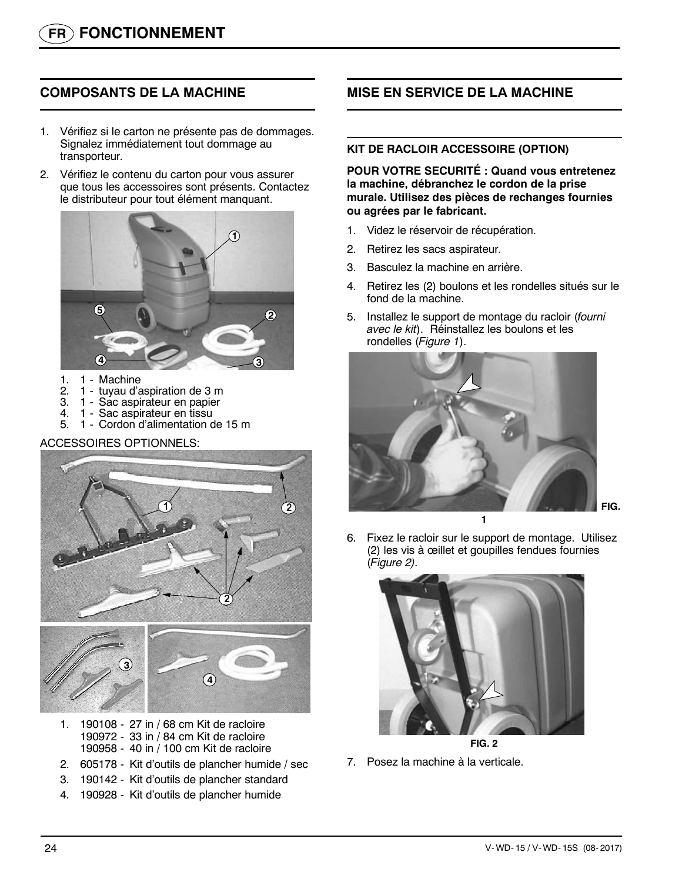## COMPOSANTS DE LA MACHINE

1. Vérifiez si le carton ne présente pas de dommages. Signalez immédiatement tout dommage au transporteur.
2. Vérifiez le contenu du carton pour vous assurer que tous les accessoires sont présents. Contactez le distributeur pour tout élément manquant.

1. 1 - Machine
2. 1 - tuyau d'aspiration de 3 m
3. 1 - Sac aspirateur en papier
4. 1 - Sac aspirateur en tissu
5. 1 - Cordon d'alimentation de 15 m

ACCESSOIRES OPTIONNELS:

1. 190108 - 27 in / 68 cm Kit de racloire
   190972 - 33 in / 84 cm Kit de racloire
   190958 - 40 in / 100 cm Kit de racloire
2. 605178 - Kit d'outils de plancher humide / sec
3. 190142 - Kit d'outils de plancher standard
4. 190928 - Kit d'outils de plancher humide

## MISE EN SERVICE DE LA MACHINE

### KIT DE RACLOIR ACCESSOIRE (OPTION)

**POUR VOTRE SECURITÉ : Quand vous entretenez la machine, débranchez le cordon de la prise murale. Utilisez des pièces de rechanges fournies ou agrées par le fabricant.**

1. Videz le réservoir de récupération.
2. Retirez les sacs aspirateur.
3. Basculez la machine en arrière.
4. Retirez les (2) boulons et les rondelles situés sur le fond de la machine.
5. Installez le support de montage du racloir (*fourni avec le kit*). Réinstallez les boulons et les rondelles (*Figure 1*).

**FIG. 1**

6. Fixez le racloir sur le support de montage. Utilisez (2) les vis à œillet et goupilles fendues fournies (*Figure 2).*

**FIG. 2**

7. Posez la machine à la verticale.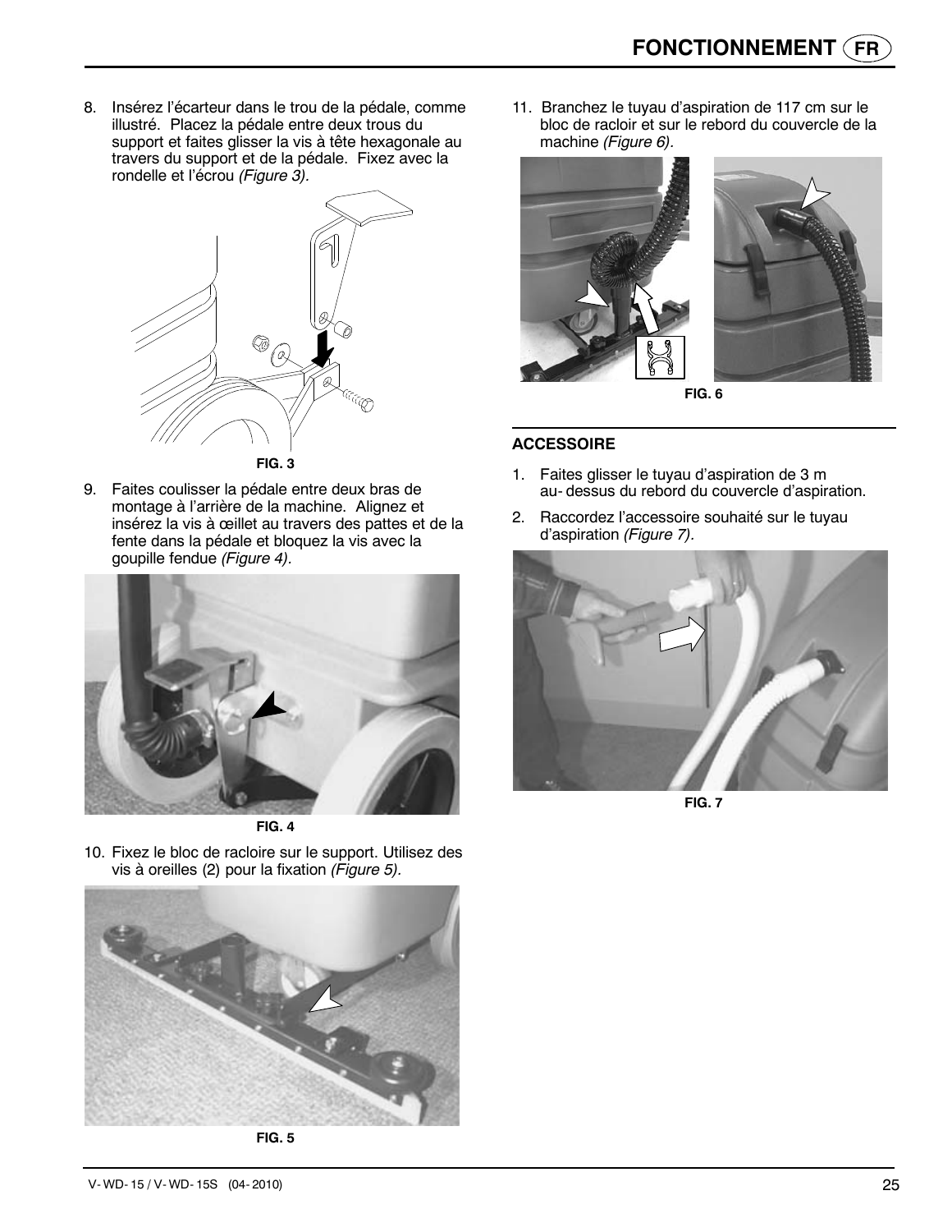8. Insérez l'écarteur dans le trou de la pédale, comme illustré. Placez la pédale entre deux trous du support et faites glisser la vis à tête hexagonale au travers du support et de la pédale. Fixez avec la rondelle et l'écrou *(Figure 3).*

FIG. 3

9. Faites coulisser la pédale entre deux bras de montage à l'arrière de la machine. Alignez et insérez la vis à œillet au travers des pattes et de la fente dans la pédale et bloquez la vis avec la goupille fendue *(Figure 4).*

FIG. 4

10. Fixez le bloc de racloire sur le support. Utilisez des vis à oreilles (2) pour la fixation *(Figure 5).*

FIG. 5

11. Branchez le tuyau d'aspiration de 117 cm sur le bloc de racloir et sur le rebord du couvercle de la machine *(Figure 6).*

FIG. 6

## ACCESSOIRE

1. Faites glisser le tuyau d'aspiration de 3 m au-dessus du rebord du couvercle d'aspiration.
2. Raccordez l'accessoire souhaité sur le tuyau d'aspiration *(Figure 7).*

FIG. 7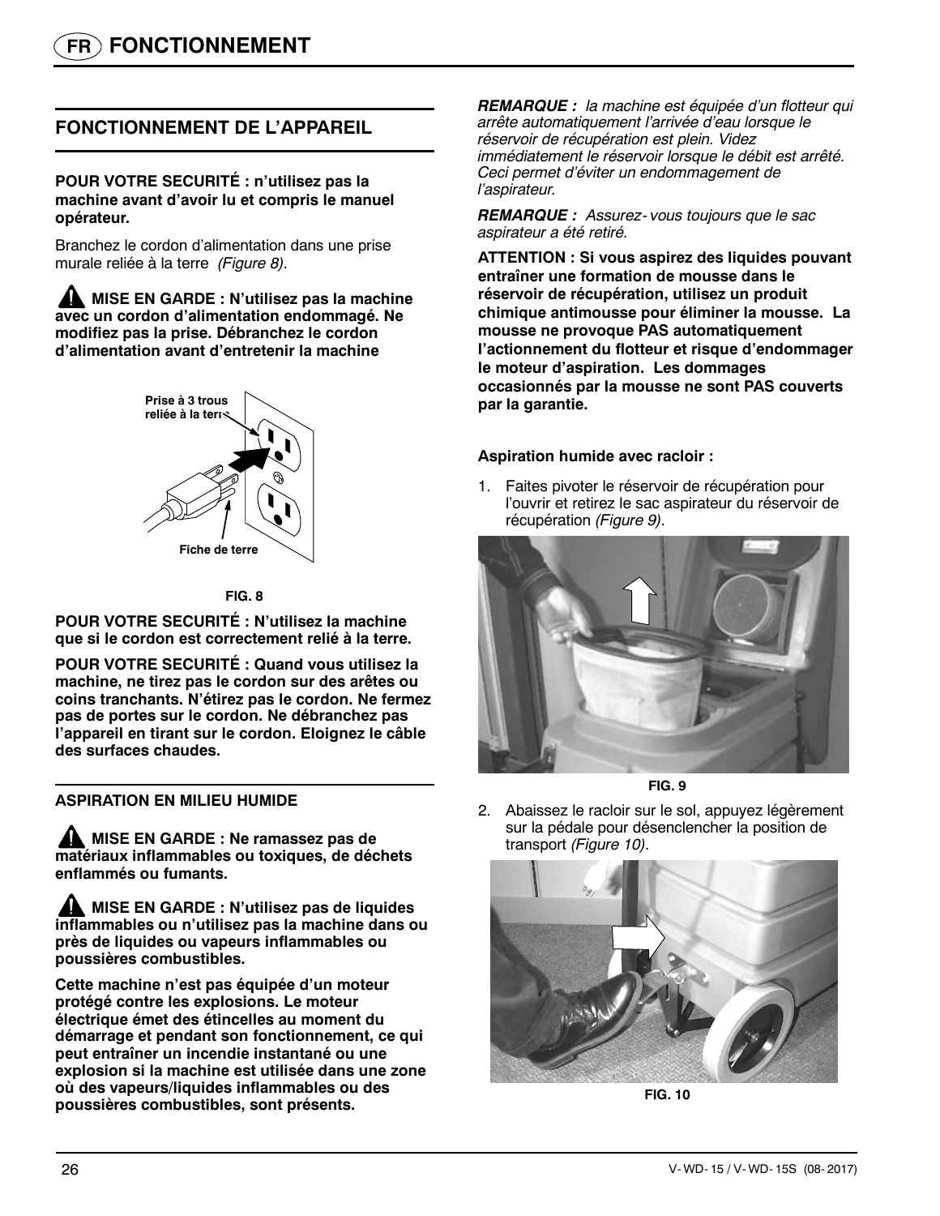## FONCTIONNEMENT DE L'APPAREIL

**POUR VOTRE SECURITÉ : n'utilisez pas la machine avant d'avoir lu et compris le manuel opérateur.**

Branchez le cordon d'alimentation dans une prise murale reliée à la terre *(Figure 8).*

**MISE EN GARDE : N'utilisez pas la machine avec un cordon d'alimentation endommagé. Ne modifiez pas la prise. Débranchez le cordon d'alimentation avant d'entretenir la machine**

Prise à 3 trous reliée à la terre

Fiche de terre

FIG. 8

**POUR VOTRE SECURITÉ : N'utilisez la machine que si le cordon est correctement relié à la terre.**

**POUR VOTRE SECURITÉ : Quand vous utilisez la machine, ne tirez pas le cordon sur des arêtes ou coins tranchants. N'étirez pas le cordon. Ne fermez pas de portes sur le cordon. Ne débranchez pas l'appareil en tirant sur le cordon. Eloignez le câble des surfaces chaudes.**

### ASPIRATION EN MILIEU HUMIDE

**MISE EN GARDE : Ne ramassez pas de matériaux inflammables ou toxiques, de déchets enflammés ou fumants.**

**MISE EN GARDE : N'utilisez pas de liquides inflammables ou n'utilisez pas la machine dans ou près de liquides ou vapeurs inflammables ou poussières combustibles.**

**Cette machine n'est pas équipée d'un moteur protégé contre les explosions. Le moteur électrique émet des étincelles au moment du démarrage et pendant son fonctionnement, ce qui peut entraîner un incendie instantané ou une explosion si la machine est utilisée dans une zone où des vapeurs/liquides inflammables ou des poussières combustibles, sont présents.**

***REMARQUE :*** *la machine est équipée d'un flotteur qui arrête automatiquement l'arrivée d'eau lorsque le réservoir de récupération est plein. Videz immédiatement le réservoir lorsque le débit est arrêté. Ceci permet d'éviter un endommagement de l'aspirateur.*

***REMARQUE :*** *Assurez-vous toujours que le sac aspirateur a été retiré.*

**ATTENTION : Si vous aspirez des liquides pouvant entraîner une formation de mousse dans le réservoir de récupération, utilisez un produit chimique antimousse pour éliminer la mousse. La mousse ne provoque PAS automatiquement l'actionnement du flotteur et risque d'endommager le moteur d'aspiration. Les dommages occasionnés par la mousse ne sont PAS couverts par la garantie.**

**Aspiration humide avec racloir :**

1. Faites pivoter le réservoir de récupération pour l'ouvrir et retirez le sac aspirateur du réservoir de récupération *(Figure 9).*

FIG. 9

2. Abaissez le racloir sur le sol, appuyez légèrement sur la pédale pour désenclencher la position de transport *(Figure 10).*

FIG. 10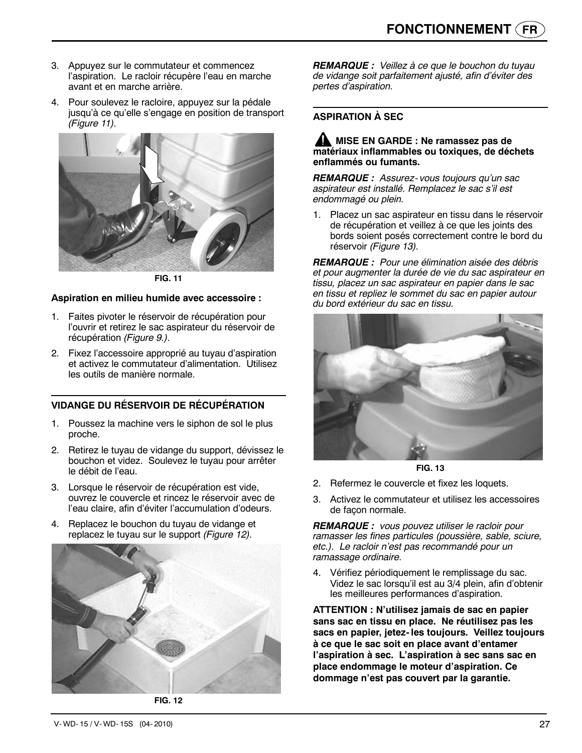3. Appuyez sur le commutateur et commencez l'aspiration. Le racloir récupère l'eau en marche avant et en marche arrière.
4. Pour soulevez le racloire, appuyez sur la pédale jusqu'à ce qu'elle s'engage en position de transport *(Figure 11).*

FIG. 11

**Aspiration en milieu humide avec accessoire :**

1. Faites pivoter le réservoir de récupération pour l'ouvrir et retirez le sac aspirateur du réservoir de récupération *(Figure 9.).*
2. Fixez l'accessoire approprié au tuyau d'aspiration et activez le commutateur d'alimentation. Utilisez les outils de manière normale.

## VIDANGE DU RÉSERVOIR DE RÉCUPÉRATION

1. Poussez la machine vers le siphon de sol le plus proche.
2. Retirez le tuyau de vidange du support, dévissez le bouchon et videz. Soulevez le tuyau pour arrêter le débit de l'eau.
3. Lorsque le réservoir de récupération est vide, ouvrez le couvercle et rincez le réservoir avec de l'eau claire, afin d'éviter l'accumulation d'odeurs.
4. Replacez le bouchon du tuyau de vidange et replacez le tuyau sur le support *(Figure 12).*

FIG. 12

***REMARQUE :*** *Veillez à ce que le bouchon du tuyau de vidange soit parfaitement ajusté, afin d'éviter des pertes d'aspiration.*

## ASPIRATION À SEC

**⚠ MISE EN GARDE : Ne ramassez pas de matériaux inflammables ou toxiques, de déchets enflammés ou fumants.**

***REMARQUE :*** *Assurez-vous toujours qu'un sac aspirateur est installé. Remplacez le sac s'il est endommagé ou plein.*

1. Placez un sac aspirateur en tissu dans le réservoir de récupération et veillez à ce que les joints des bords soient posés correctement contre le bord du réservoir *(Figure 13).*

***REMARQUE :*** *Pour une élimination aisée des débris et pour augmenter la durée de vie du sac aspirateur en tissu, placez un sac aspirateur en papier dans le sac en tissu et repliez le sommet du sac en papier autour du bord extérieur du sac en tissu.*

FIG. 13

2. Refermez le couvercle et fixez les loquets.
3. Activez le commutateur et utilisez les accessoires de façon normale.

***REMARQUE :*** *vous pouvez utiliser le racloir pour ramasser les fines particules (poussière, sable, sciure, etc.). Le racloir n'est pas recommandé pour un ramassage ordinaire.*

4. Vérifiez périodiquement le remplissage du sac. Videz le sac lorsqu'il est au 3/4 plein, afin d'obtenir les meilleures performances d'aspiration.

**ATTENTION : N'utilisez jamais de sac en papier sans sac en tissu en place. Ne réutilisez pas les sacs en papier, jetez-les toujours. Veillez toujours à ce que le sac soit en place avant d'entamer l'aspiration à sec. L'aspiration à sec sans sac en place endommage le moteur d'aspiration. Ce dommage n'est pas couvert par la garantie.**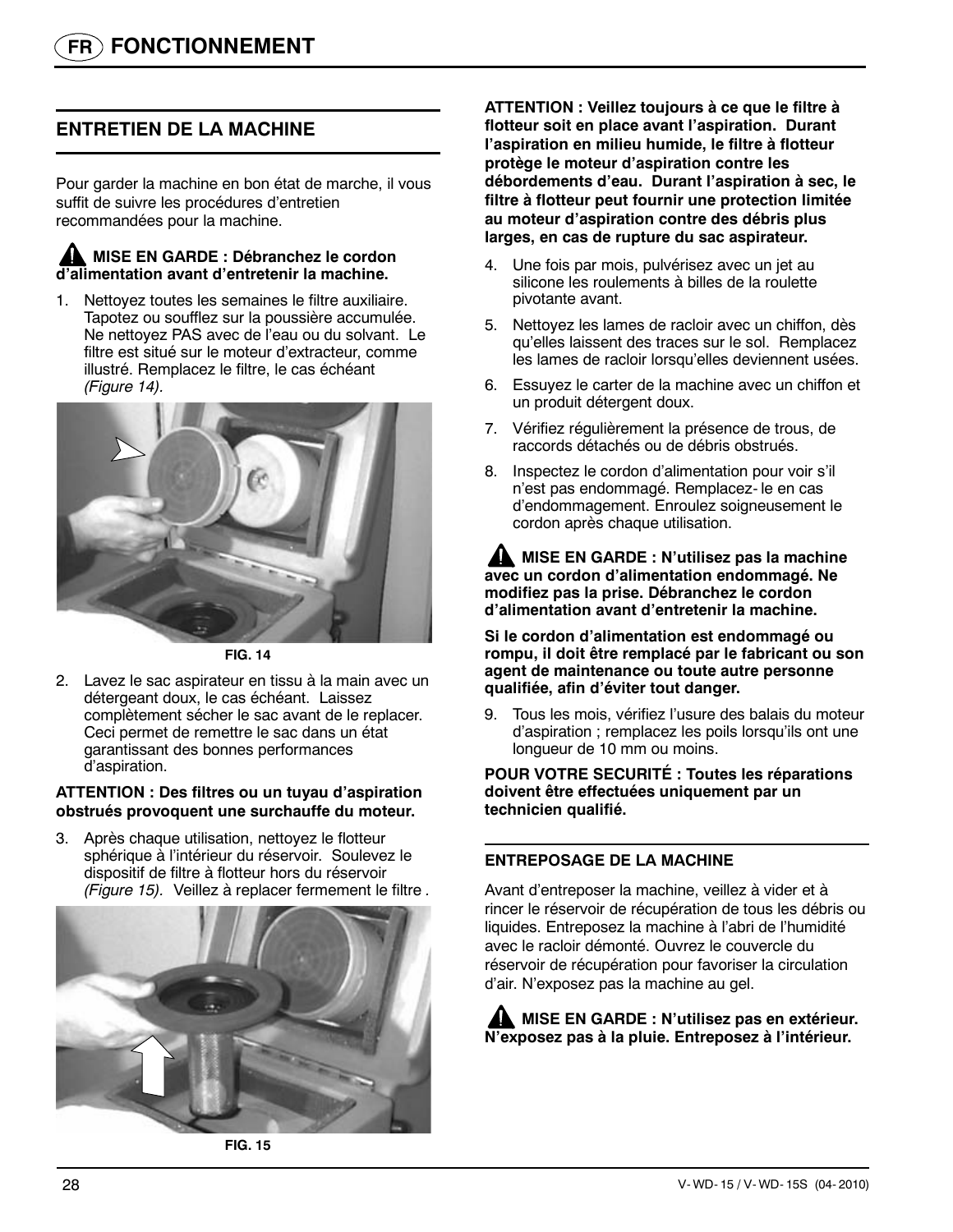# FONCTIONNEMENT

## ENTRETIEN DE LA MACHINE

Pour garder la machine en bon état de marche, il vous suffit de suivre les procédures d'entretien recommandées pour la machine.

**⚠ MISE EN GARDE : Débranchez le cordon d'alimentation avant d'entretenir la machine.**

1. Nettoyez toutes les semaines le filtre auxiliaire. Tapotez ou soufflez sur la poussière accumulée. Ne nettoyez PAS avec de l'eau ou du solvant. Le filtre est situé sur le moteur d'extracteur, comme illustré. Remplacez le filtre, le cas échéant *(Figure 14).*

FIG. 14

2. Lavez le sac aspirateur en tissu à la main avec un détergeant doux, le cas échéant. Laissez complètement sécher le sac avant de le replacer. Ceci permet de remettre le sac dans un état garantissant des bonnes performances d'aspiration.

**ATTENTION : Des filtres ou un tuyau d'aspiration obstrués provoquent une surchauffe du moteur.**

3. Après chaque utilisation, nettoyez le flotteur sphérique à l'intérieur du réservoir. Soulevez le dispositif de filtre à flotteur hors du réservoir *(Figure 15).* Veillez à replacer fermement le filtre .

FIG. 15

**ATTENTION : Veillez toujours à ce que le filtre à flotteur soit en place avant l'aspiration. Durant l'aspiration en milieu humide, le filtre à flotteur protège le moteur d'aspiration contre les débordements d'eau. Durant l'aspiration à sec, le filtre à flotteur peut fournir une protection limitée au moteur d'aspiration contre des débris plus larges, en cas de rupture du sac aspirateur.**

4. Une fois par mois, pulvérisez avec un jet au silicone les roulements à billes de la roulette pivotante avant.
5. Nettoyez les lames de racloir avec un chiffon, dès qu'elles laissent des traces sur le sol. Remplacez les lames de racloir lorsqu'elles deviennent usées.
6. Essuyez le carter de la machine avec un chiffon et un produit détergent doux.
7. Vérifiez régulièrement la présence de trous, de raccords détachés ou de débris obstrués.
8. Inspectez le cordon d'alimentation pour voir s'il n'est pas endommagé. Remplacez- le en cas d'endommagement. Enroulez soigneusement le cordon après chaque utilisation.

**⚠ MISE EN GARDE : N'utilisez pas la machine avec un cordon d'alimentation endommagé. Ne modifiez pas la prise. Débranchez le cordon d'alimentation avant d'entretenir la machine.**

**Si le cordon d'alimentation est endommagé ou rompu, il doit être remplacé par le fabricant ou son agent de maintenance ou toute autre personne qualifiée, afin d'éviter tout danger.**

9. Tous les mois, vérifiez l'usure des balais du moteur d'aspiration ; remplacez les poils lorsqu'ils ont une longueur de 10 mm ou moins.

**POUR VOTRE SECURITÉ : Toutes les réparations doivent être effectuées uniquement par un technicien qualifié.**

### ENTREPOSAGE DE LA MACHINE

Avant d'entreposer la machine, veillez à vider et à rincer le réservoir de récupération de tous les débris ou liquides. Entreposez la machine à l'abri de l'humidité avec le racloir démonté. Ouvrez le couvercle du réservoir de récupération pour favoriser la circulation d'air. N'exposez pas la machine au gel.

**⚠ MISE EN GARDE : N'utilisez pas en extérieur. N'exposez pas à la pluie. Entreposez à l'intérieur.**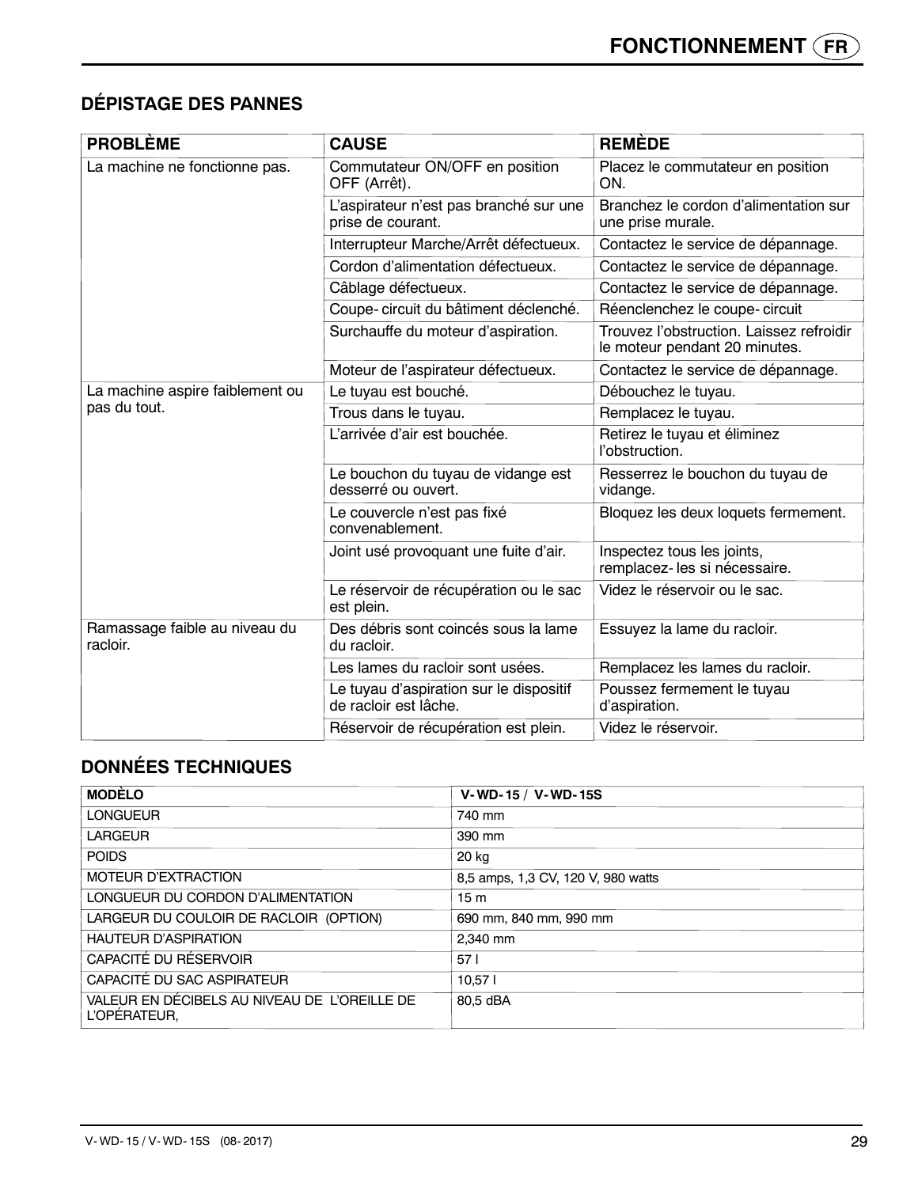## DÉPISTAGE DES PANNES

| PROBLÈME | CAUSE | REMÈDE |
|---|---|---|
| La machine ne fonctionne pas. | Commutateur ON/OFF en position OFF (Arrêt). | Placez le commutateur en position ON. |
| | L'aspirateur n'est pas branché sur une prise de courant. | Branchez le cordon d'alimentation sur une prise murale. |
| | Interrupteur Marche/Arrêt défectueux. | Contactez le service de dépannage. |
| | Cordon d'alimentation défectueux. | Contactez le service de dépannage. |
| | Câblage défectueux. | Contactez le service de dépannage. |
| | Coupe- circuit du bâtiment déclenché. | Réenclenchez le coupe- circuit |
| | Surchauffe du moteur d'aspiration. | Trouvez l'obstruction. Laissez refroidir le moteur pendant 20 minutes. |
| | Moteur de l'aspirateur défectueux. | Contactez le service de dépannage. |
| La machine aspire faiblement ou pas du tout. | Le tuyau est bouché. | Débouchez le tuyau. |
| | Trous dans le tuyau. | Remplacez le tuyau. |
| | L'arrivée d'air est bouchée. | Retirez le tuyau et éliminez l'obstruction. |
| | Le bouchon du tuyau de vidange est desserré ou ouvert. | Resserrez le bouchon du tuyau de vidange. |
| | Le couvercle n'est pas fixé convenablement. | Bloquez les deux loquets fermement. |
| | Joint usé provoquant une fuite d'air. | Inspectez tous les joints, remplacez- les si nécessaire. |
| | Le réservoir de récupération ou le sac est plein. | Videz le réservoir ou le sac. |
| Ramassage faible au niveau du racloir. | Des débris sont coincés sous la lame du racloir. | Essuyez la lame du racloir. |
| | Les lames du racloir sont usées. | Remplacez les lames du racloir. |
| | Le tuyau d'aspiration sur le dispositif de racloir est lâche. | Poussez fermement le tuyau d'aspiration. |
| | Réservoir de récupération est plein. | Videz le réservoir. |

## DONNÉES TECHNIQUES

| MODÈLO | V- WD- 15 / V- WD- 15S |
|---|---|
| LONGUEUR | 740 mm |
| LARGEUR | 390 mm |
| POIDS | 20 kg |
| MOTEUR D'EXTRACTION | 8,5 amps, 1,3 CV, 120 V, 980 watts |
| LONGUEUR DU CORDON D'ALIMENTATION | 15 m |
| LARGEUR DU COULOIR DE RACLOIR (OPTION) | 690 mm, 840 mm, 990 mm |
| HAUTEUR D'ASPIRATION | 2,340 mm |
| CAPACITÉ DU RÉSERVOIR | 57 l |
| CAPACITÉ DU SAC ASPIRATEUR | 10,57 l |
| VALEUR EN DÉCIBELS AU NIVEAU DE L'OREILLE DE L'OPÉRATEUR, | 80,5 dBA |